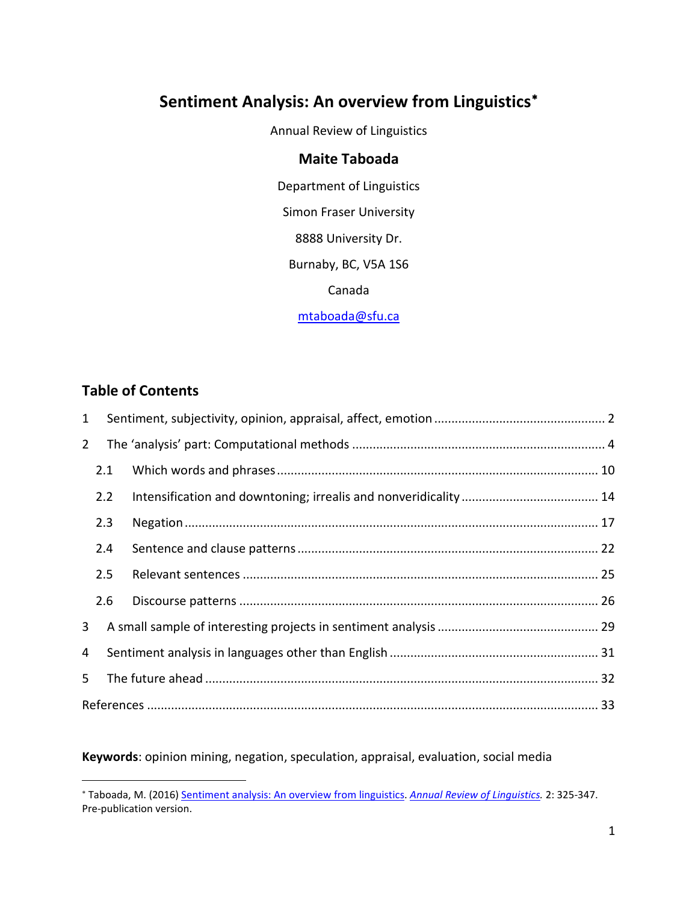# Sentiment Analysis: An overview from Linguistics*

Annual Review of Linguistics

**Maite Taboada**

Department of Linguistics

Simon Fraser University

8888 University Dr.

Burnaby, BC, V5A 1S6

Canada

mtaboada@sfu.ca

## Table of Contents

1 Sentiment, subjectivity, opinion, appraisal, affect, emotion ..... 2

2 The 'analysis' part: Computational methods ..... 4

- 2.1 Which words and phrases ..... 10
- 2.2 Intensification and downtoning; irrealis and nonveridicality ..... 14
- 2.3 Negation ..... 17
- 2.4 Sentence and clause patterns ..... 22
- 2.5 Relevant sentences ..... 25
- 2.6 Discourse patterns ..... 26

3 A small sample of interesting projects in sentiment analysis ..... 29

4 Sentiment analysis in languages other than English ..... 31

5 The future ahead ..... 32

References ..... 33

**Keywords**: opinion mining, negation, speculation, appraisal, evaluation, social media

---

* Taboada, M. (2016) Sentiment analysis: An overview from linguistics. *Annual Review of Linguistics.* 2: 325-347. Pre-publication version.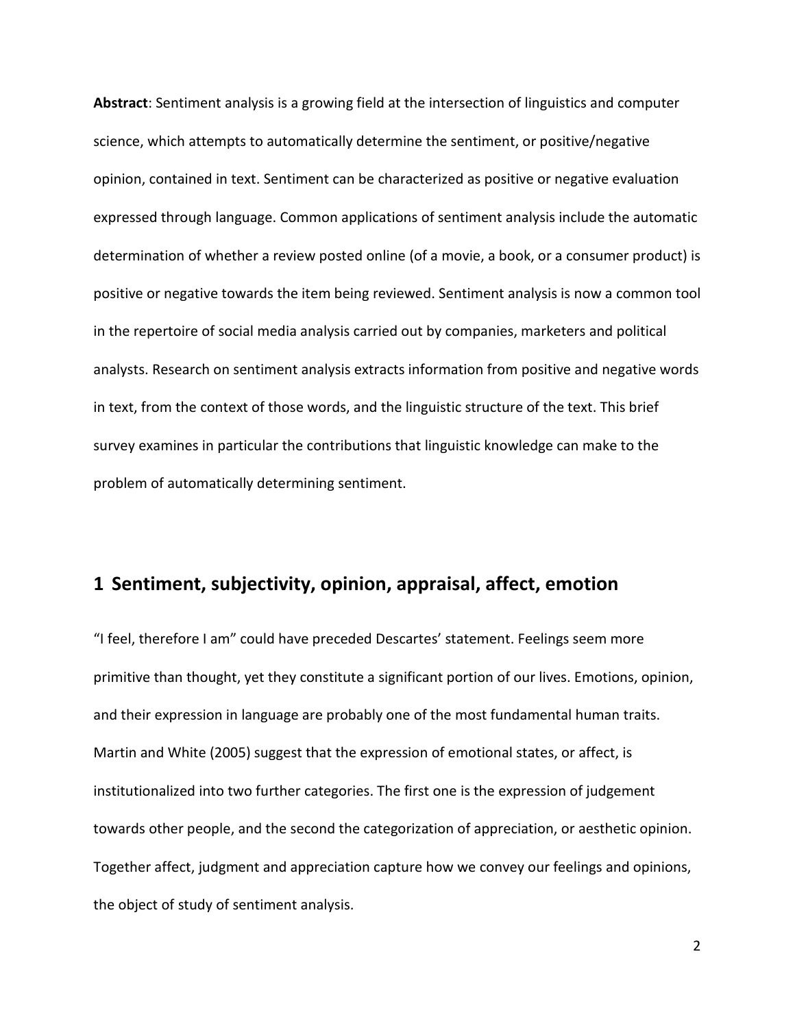**Abstract**: Sentiment analysis is a growing field at the intersection of linguistics and computer science, which attempts to automatically determine the sentiment, or positive/negative opinion, contained in text. Sentiment can be characterized as positive or negative evaluation expressed through language. Common applications of sentiment analysis include the automatic determination of whether a review posted online (of a movie, a book, or a consumer product) is positive or negative towards the item being reviewed. Sentiment analysis is now a common tool in the repertoire of social media analysis carried out by companies, marketers and political analysts. Research on sentiment analysis extracts information from positive and negative words in text, from the context of those words, and the linguistic structure of the text. This brief survey examines in particular the contributions that linguistic knowledge can make to the problem of automatically determining sentiment.

## 1 Sentiment, subjectivity, opinion, appraisal, affect, emotion

"I feel, therefore I am" could have preceded Descartes' statement. Feelings seem more primitive than thought, yet they constitute a significant portion of our lives. Emotions, opinion, and their expression in language are probably one of the most fundamental human traits. Martin and White (2005) suggest that the expression of emotional states, or affect, is institutionalized into two further categories. The first one is the expression of judgement towards other people, and the second the categorization of appreciation, or aesthetic opinion. Together affect, judgment and appreciation capture how we convey our feelings and opinions, the object of study of sentiment analysis.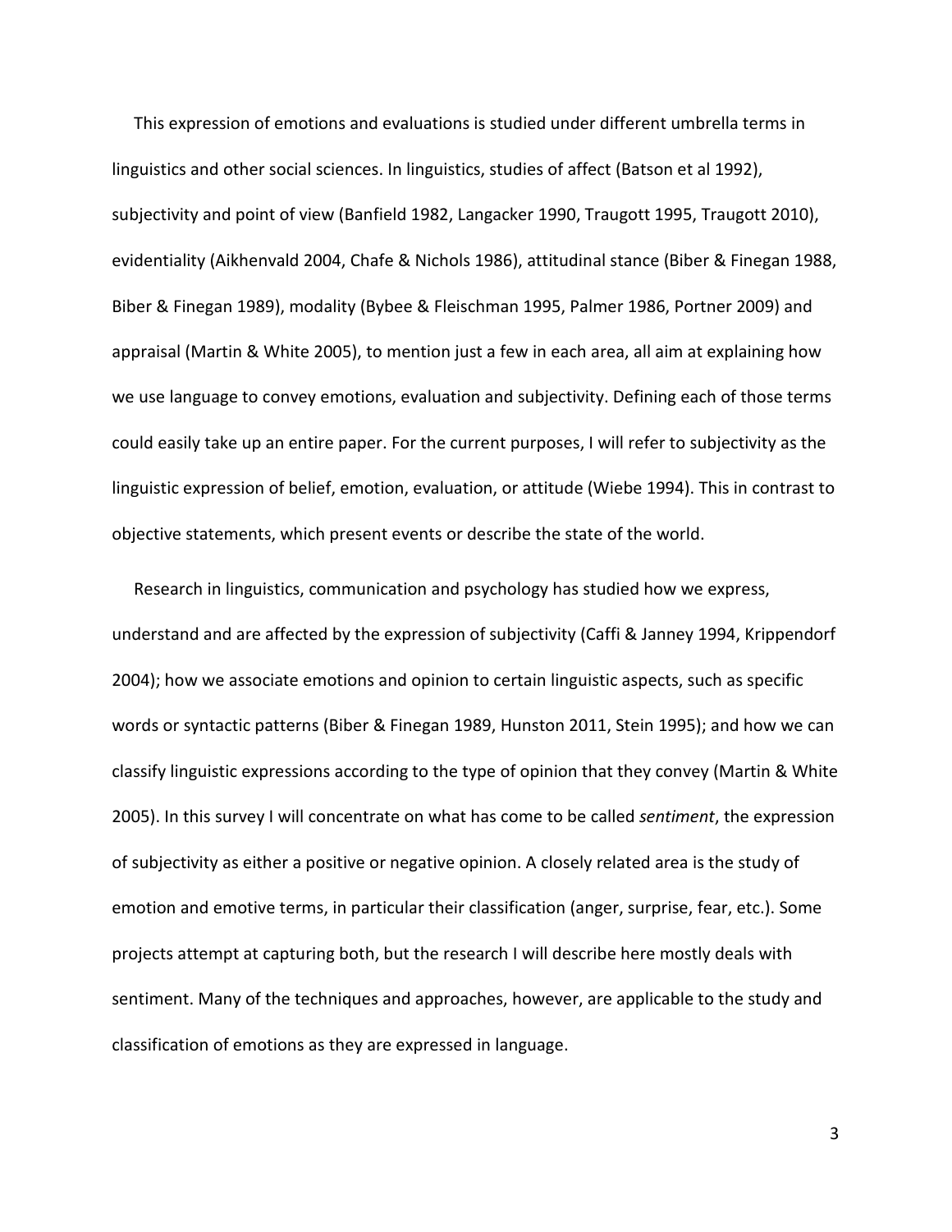This expression of emotions and evaluations is studied under different umbrella terms in linguistics and other social sciences. In linguistics, studies of affect (Batson et al 1992), subjectivity and point of view (Banfield 1982, Langacker 1990, Traugott 1995, Traugott 2010), evidentiality (Aikhenvald 2004, Chafe & Nichols 1986), attitudinal stance (Biber & Finegan 1988, Biber & Finegan 1989), modality (Bybee & Fleischman 1995, Palmer 1986, Portner 2009) and appraisal (Martin & White 2005), to mention just a few in each area, all aim at explaining how we use language to convey emotions, evaluation and subjectivity. Defining each of those terms could easily take up an entire paper. For the current purposes, I will refer to subjectivity as the linguistic expression of belief, emotion, evaluation, or attitude (Wiebe 1994). This in contrast to objective statements, which present events or describe the state of the world.

Research in linguistics, communication and psychology has studied how we express, understand and are affected by the expression of subjectivity (Caffi & Janney 1994, Krippendorf 2004); how we associate emotions and opinion to certain linguistic aspects, such as specific words or syntactic patterns (Biber & Finegan 1989, Hunston 2011, Stein 1995); and how we can classify linguistic expressions according to the type of opinion that they convey (Martin & White 2005). In this survey I will concentrate on what has come to be called *sentiment*, the expression of subjectivity as either a positive or negative opinion. A closely related area is the study of emotion and emotive terms, in particular their classification (anger, surprise, fear, etc.). Some projects attempt at capturing both, but the research I will describe here mostly deals with sentiment. Many of the techniques and approaches, however, are applicable to the study and classification of emotions as they are expressed in language.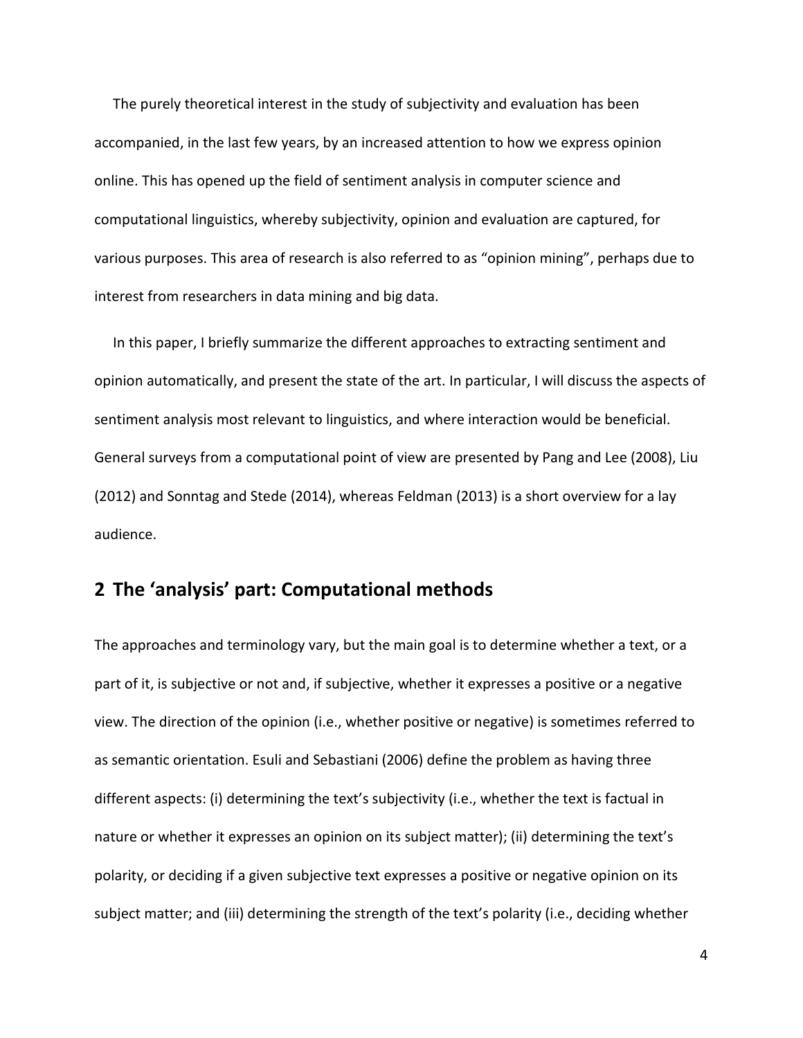The purely theoretical interest in the study of subjectivity and evaluation has been accompanied, in the last few years, by an increased attention to how we express opinion online. This has opened up the field of sentiment analysis in computer science and computational linguistics, whereby subjectivity, opinion and evaluation are captured, for various purposes. This area of research is also referred to as "opinion mining", perhaps due to interest from researchers in data mining and big data.

In this paper, I briefly summarize the different approaches to extracting sentiment and opinion automatically, and present the state of the art. In particular, I will discuss the aspects of sentiment analysis most relevant to linguistics, and where interaction would be beneficial. General surveys from a computational point of view are presented by Pang and Lee (2008), Liu (2012) and Sonntag and Stede (2014), whereas Feldman (2013) is a short overview for a lay audience.

## 2 The 'analysis' part: Computational methods

The approaches and terminology vary, but the main goal is to determine whether a text, or a part of it, is subjective or not and, if subjective, whether it expresses a positive or a negative view. The direction of the opinion (i.e., whether positive or negative) is sometimes referred to as semantic orientation. Esuli and Sebastiani (2006) define the problem as having three different aspects: (i) determining the text's subjectivity (i.e., whether the text is factual in nature or whether it expresses an opinion on its subject matter); (ii) determining the text's polarity, or deciding if a given subjective text expresses a positive or negative opinion on its subject matter; and (iii) determining the strength of the text's polarity (i.e., deciding whether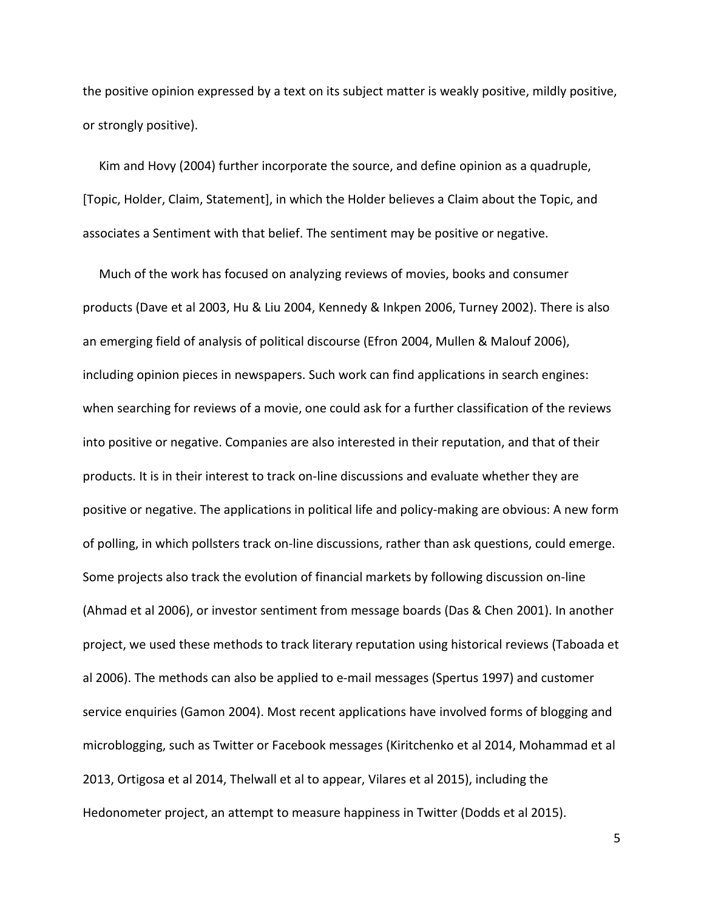the positive opinion expressed by a text on its subject matter is weakly positive, mildly positive, or strongly positive).

Kim and Hovy (2004) further incorporate the source, and define opinion as a quadruple, [Topic, Holder, Claim, Statement], in which the Holder believes a Claim about the Topic, and associates a Sentiment with that belief. The sentiment may be positive or negative.

Much of the work has focused on analyzing reviews of movies, books and consumer products (Dave et al 2003, Hu & Liu 2004, Kennedy & Inkpen 2006, Turney 2002). There is also an emerging field of analysis of political discourse (Efron 2004, Mullen & Malouf 2006), including opinion pieces in newspapers. Such work can find applications in search engines: when searching for reviews of a movie, one could ask for a further classification of the reviews into positive or negative. Companies are also interested in their reputation, and that of their products. It is in their interest to track on-line discussions and evaluate whether they are positive or negative. The applications in political life and policy-making are obvious: A new form of polling, in which pollsters track on-line discussions, rather than ask questions, could emerge. Some projects also track the evolution of financial markets by following discussion on-line (Ahmad et al 2006), or investor sentiment from message boards (Das & Chen 2001). In another project, we used these methods to track literary reputation using historical reviews (Taboada et al 2006). The methods can also be applied to e-mail messages (Spertus 1997) and customer service enquiries (Gamon 2004). Most recent applications have involved forms of blogging and microblogging, such as Twitter or Facebook messages (Kiritchenko et al 2014, Mohammad et al 2013, Ortigosa et al 2014, Thelwall et al to appear, Vilares et al 2015), including the Hedonometer project, an attempt to measure happiness in Twitter (Dodds et al 2015).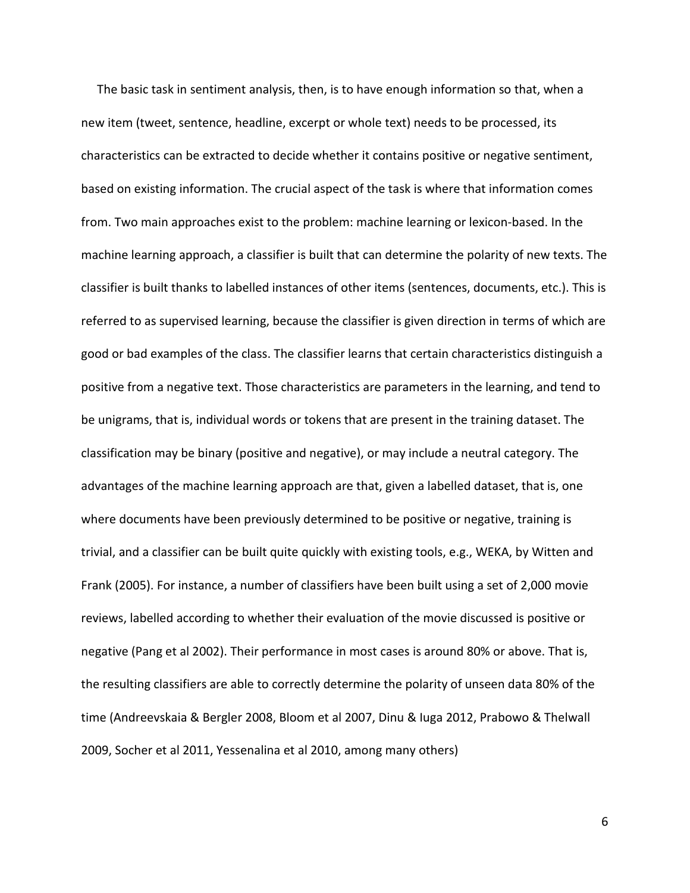The basic task in sentiment analysis, then, is to have enough information so that, when a new item (tweet, sentence, headline, excerpt or whole text) needs to be processed, its characteristics can be extracted to decide whether it contains positive or negative sentiment, based on existing information. The crucial aspect of the task is where that information comes from. Two main approaches exist to the problem: machine learning or lexicon-based. In the machine learning approach, a classifier is built that can determine the polarity of new texts. The classifier is built thanks to labelled instances of other items (sentences, documents, etc.). This is referred to as supervised learning, because the classifier is given direction in terms of which are good or bad examples of the class. The classifier learns that certain characteristics distinguish a positive from a negative text. Those characteristics are parameters in the learning, and tend to be unigrams, that is, individual words or tokens that are present in the training dataset. The classification may be binary (positive and negative), or may include a neutral category. The advantages of the machine learning approach are that, given a labelled dataset, that is, one where documents have been previously determined to be positive or negative, training is trivial, and a classifier can be built quite quickly with existing tools, e.g., WEKA, by Witten and Frank (2005). For instance, a number of classifiers have been built using a set of 2,000 movie reviews, labelled according to whether their evaluation of the movie discussed is positive or negative (Pang et al 2002). Their performance in most cases is around 80% or above. That is, the resulting classifiers are able to correctly determine the polarity of unseen data 80% of the time (Andreevskaia & Bergler 2008, Bloom et al 2007, Dinu & Iuga 2012, Prabowo & Thelwall 2009, Socher et al 2011, Yessenalina et al 2010, among many others)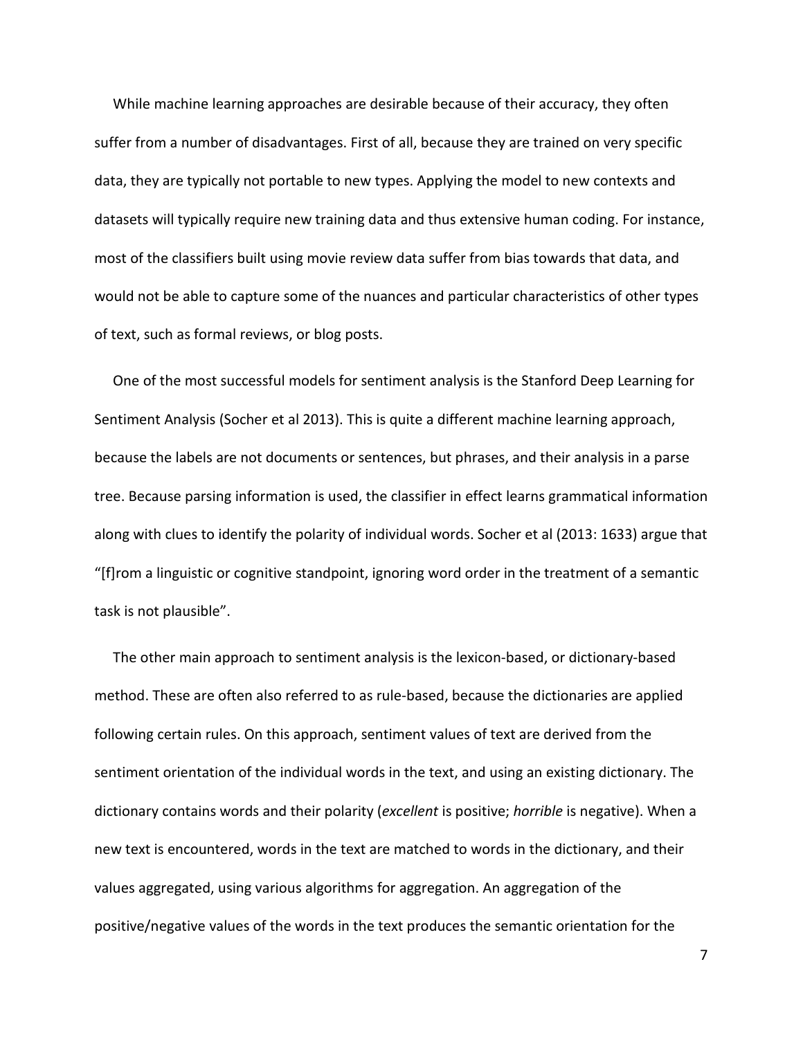While machine learning approaches are desirable because of their accuracy, they often suffer from a number of disadvantages. First of all, because they are trained on very specific data, they are typically not portable to new types. Applying the model to new contexts and datasets will typically require new training data and thus extensive human coding. For instance, most of the classifiers built using movie review data suffer from bias towards that data, and would not be able to capture some of the nuances and particular characteristics of other types of text, such as formal reviews, or blog posts.

One of the most successful models for sentiment analysis is the Stanford Deep Learning for Sentiment Analysis (Socher et al 2013). This is quite a different machine learning approach, because the labels are not documents or sentences, but phrases, and their analysis in a parse tree. Because parsing information is used, the classifier in effect learns grammatical information along with clues to identify the polarity of individual words. Socher et al (2013: 1633) argue that "[f]rom a linguistic or cognitive standpoint, ignoring word order in the treatment of a semantic task is not plausible".

The other main approach to sentiment analysis is the lexicon-based, or dictionary-based method. These are often also referred to as rule-based, because the dictionaries are applied following certain rules. On this approach, sentiment values of text are derived from the sentiment orientation of the individual words in the text, and using an existing dictionary. The dictionary contains words and their polarity (*excellent* is positive; *horrible* is negative). When a new text is encountered, words in the text are matched to words in the dictionary, and their values aggregated, using various algorithms for aggregation. An aggregation of the positive/negative values of the words in the text produces the semantic orientation for the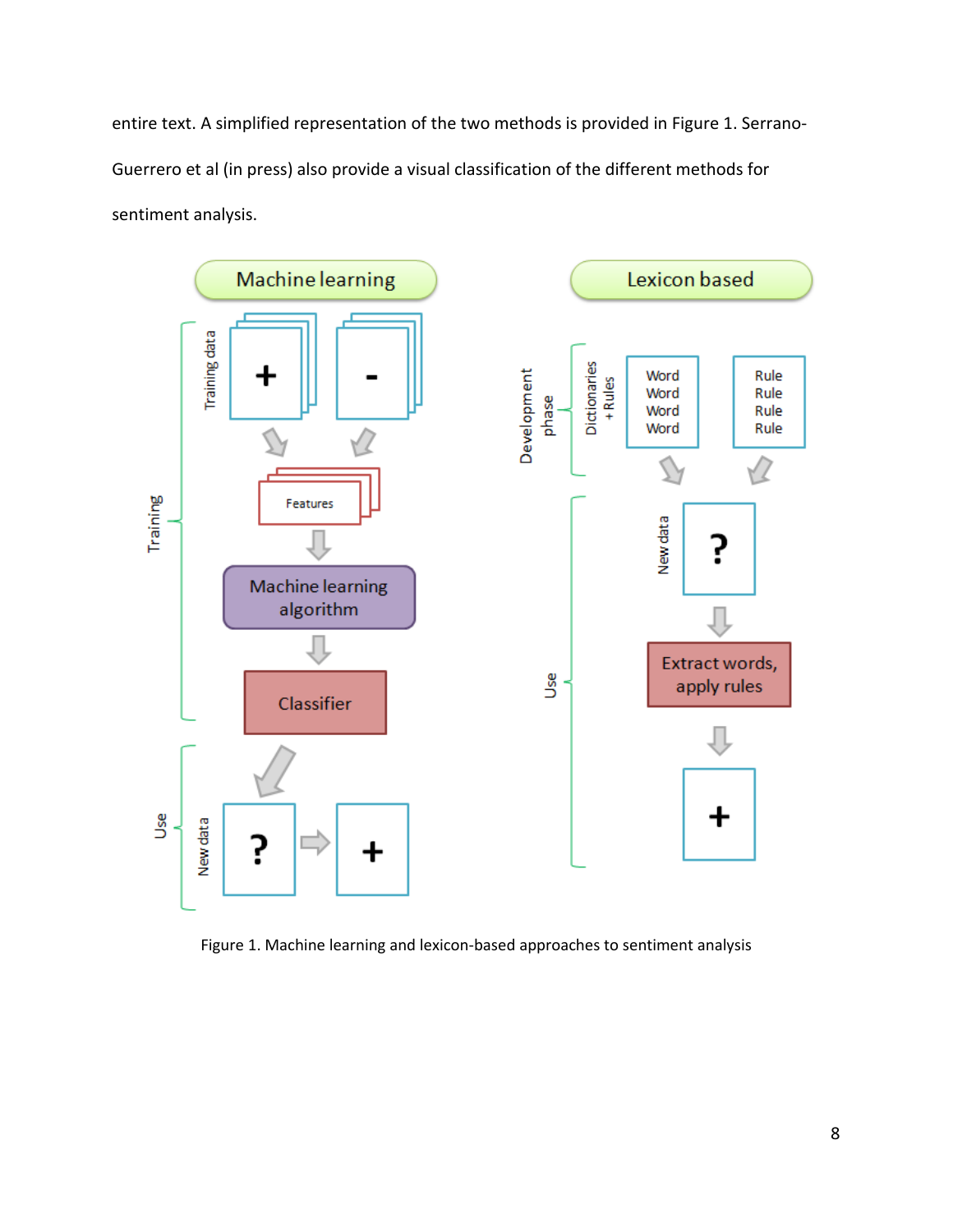entire text. A simplified representation of the two methods is provided in Figure 1. Serrano-Guerrero et al (in press) also provide a visual classification of the different methods for sentiment analysis.

Figure 1. Machine learning and lexicon-based approaches to sentiment analysis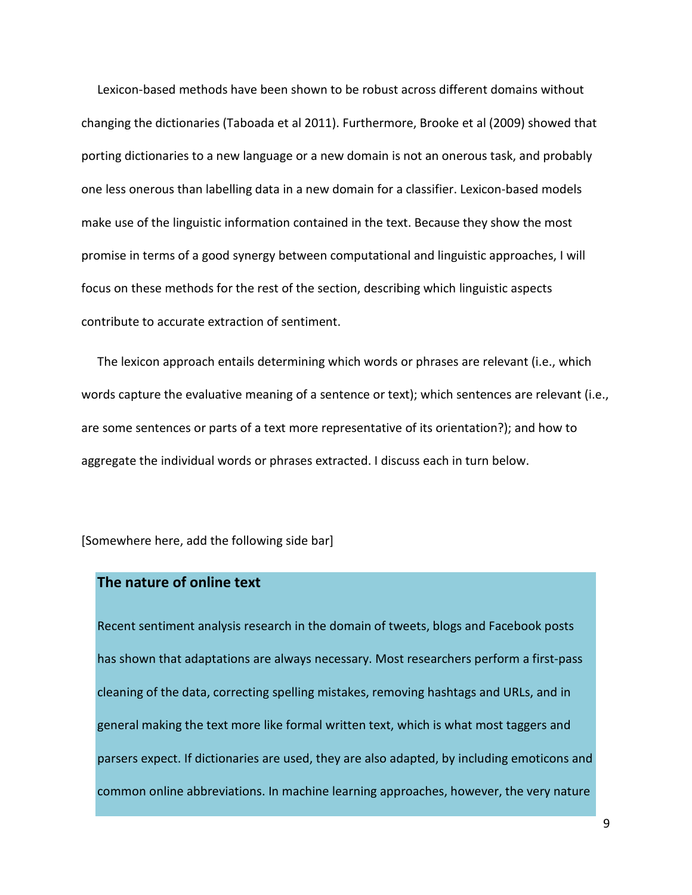Lexicon-based methods have been shown to be robust across different domains without changing the dictionaries (Taboada et al 2011). Furthermore, Brooke et al (2009) showed that porting dictionaries to a new language or a new domain is not an onerous task, and probably one less onerous than labelling data in a new domain for a classifier. Lexicon-based models make use of the linguistic information contained in the text. Because they show the most promise in terms of a good synergy between computational and linguistic approaches, I will focus on these methods for the rest of the section, describing which linguistic aspects contribute to accurate extraction of sentiment.

The lexicon approach entails determining which words or phrases are relevant (i.e., which words capture the evaluative meaning of a sentence or text); which sentences are relevant (i.e., are some sentences or parts of a text more representative of its orientation?); and how to aggregate the individual words or phrases extracted. I discuss each in turn below.

[Somewhere here, add the following side bar]

**The nature of online text**

Recent sentiment analysis research in the domain of tweets, blogs and Facebook posts has shown that adaptations are always necessary. Most researchers perform a first-pass cleaning of the data, correcting spelling mistakes, removing hashtags and URLs, and in general making the text more like formal written text, which is what most taggers and parsers expect. If dictionaries are used, they are also adapted, by including emoticons and common online abbreviations. In machine learning approaches, however, the very nature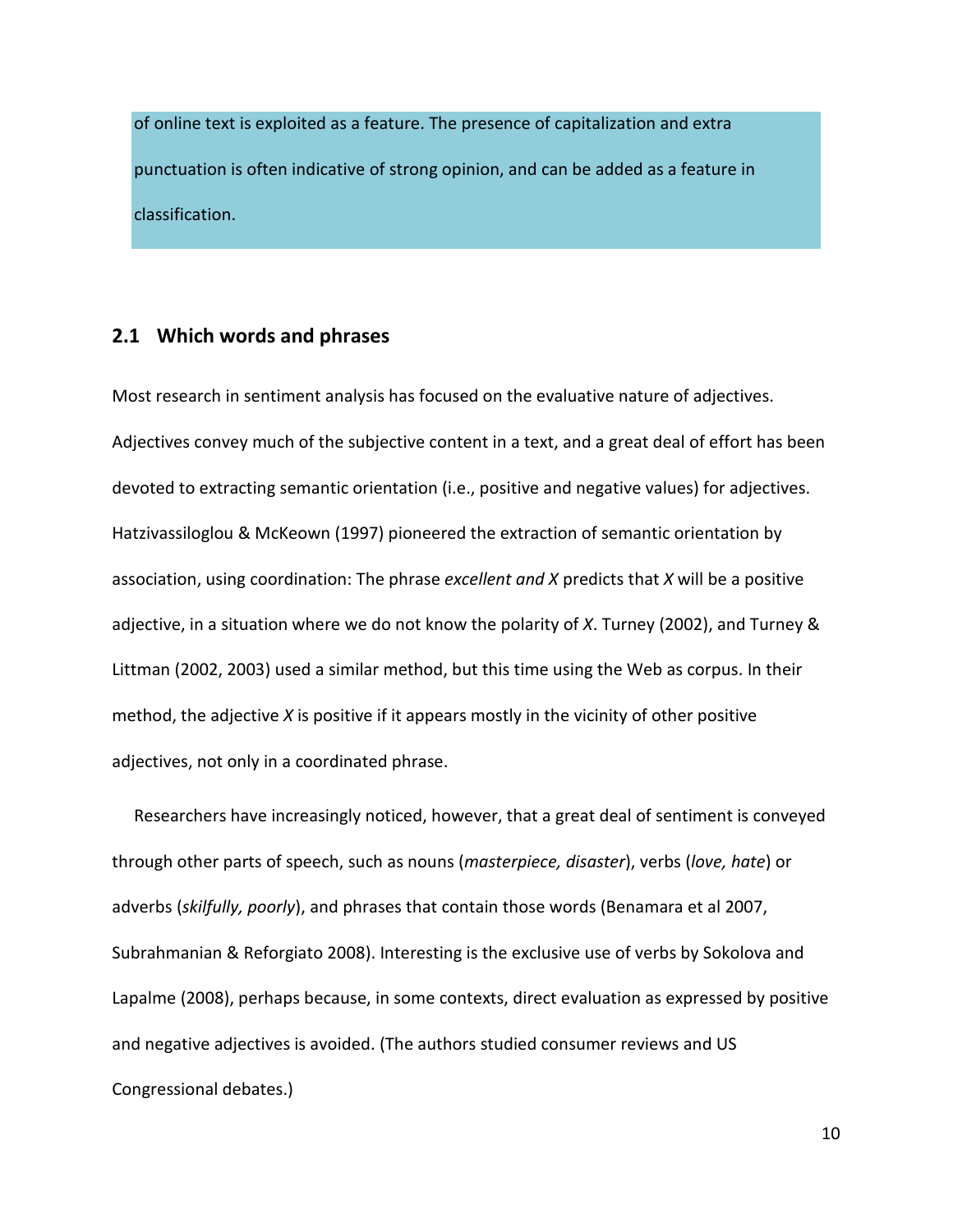of online text is exploited as a feature. The presence of capitalization and extra punctuation is often indicative of strong opinion, and can be added as a feature in classification.

## 2.1 Which words and phrases

Most research in sentiment analysis has focused on the evaluative nature of adjectives. Adjectives convey much of the subjective content in a text, and a great deal of effort has been devoted to extracting semantic orientation (i.e., positive and negative values) for adjectives. Hatzivassiloglou & McKeown (1997) pioneered the extraction of semantic orientation by association, using coordination: The phrase *excellent and X* predicts that *X* will be a positive adjective, in a situation where we do not know the polarity of *X*. Turney (2002), and Turney & Littman (2002, 2003) used a similar method, but this time using the Web as corpus. In their method, the adjective *X* is positive if it appears mostly in the vicinity of other positive adjectives, not only in a coordinated phrase.

Researchers have increasingly noticed, however, that a great deal of sentiment is conveyed through other parts of speech, such as nouns (*masterpiece, disaster*), verbs (*love, hate*) or adverbs (*skilfully, poorly*), and phrases that contain those words (Benamara et al 2007, Subrahmanian & Reforgiato 2008). Interesting is the exclusive use of verbs by Sokolova and Lapalme (2008), perhaps because, in some contexts, direct evaluation as expressed by positive and negative adjectives is avoided. (The authors studied consumer reviews and US Congressional debates.)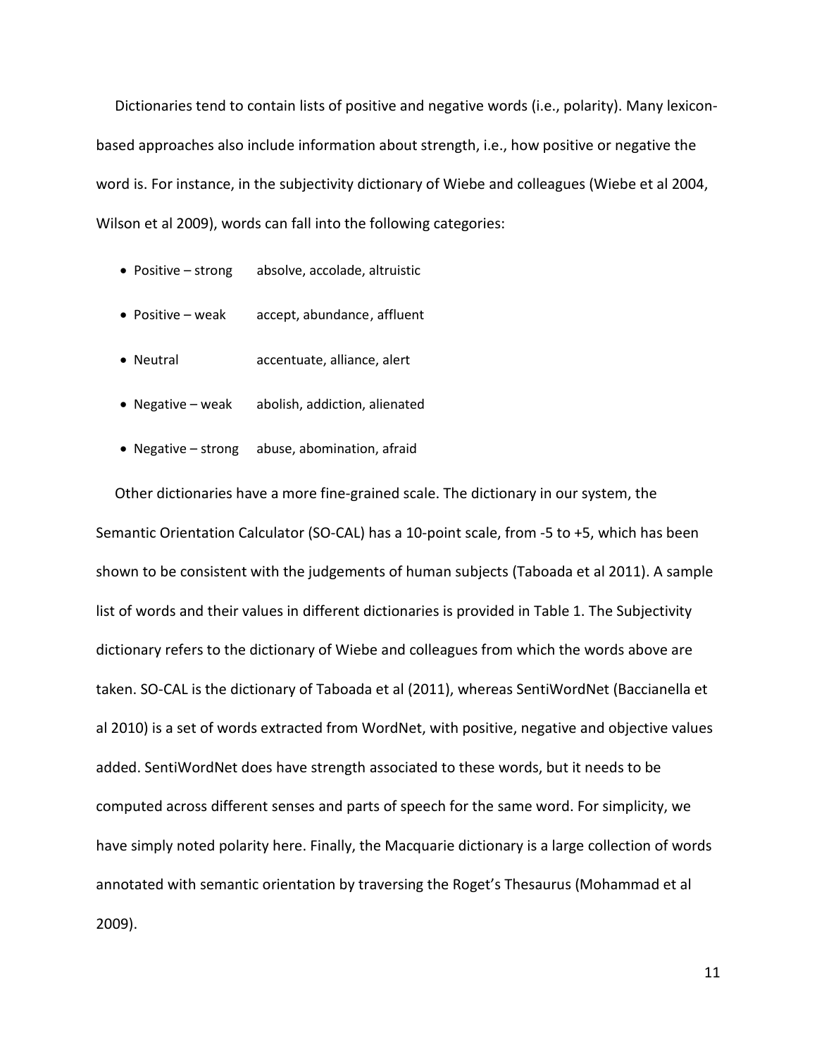Dictionaries tend to contain lists of positive and negative words (i.e., polarity). Many lexicon-based approaches also include information about strength, i.e., how positive or negative the word is. For instance, in the subjectivity dictionary of Wiebe and colleagues (Wiebe et al 2004, Wilson et al 2009), words can fall into the following categories:

- Positive – strong    absolve, accolade, altruistic
- Positive – weak    accept, abundance, affluent
- Neutral    accentuate, alliance, alert
- Negative – weak    abolish, addiction, alienated
- Negative – strong    abuse, abomination, afraid

Other dictionaries have a more fine-grained scale. The dictionary in our system, the Semantic Orientation Calculator (SO-CAL) has a 10-point scale, from -5 to +5, which has been shown to be consistent with the judgements of human subjects (Taboada et al 2011). A sample list of words and their values in different dictionaries is provided in Table 1. The Subjectivity dictionary refers to the dictionary of Wiebe and colleagues from which the words above are taken. SO-CAL is the dictionary of Taboada et al (2011), whereas SentiWordNet (Baccianella et al 2010) is a set of words extracted from WordNet, with positive, negative and objective values added. SentiWordNet does have strength associated to these words, but it needs to be computed across different senses and parts of speech for the same word. For simplicity, we have simply noted polarity here. Finally, the Macquarie dictionary is a large collection of words annotated with semantic orientation by traversing the Roget's Thesaurus (Mohammad et al 2009).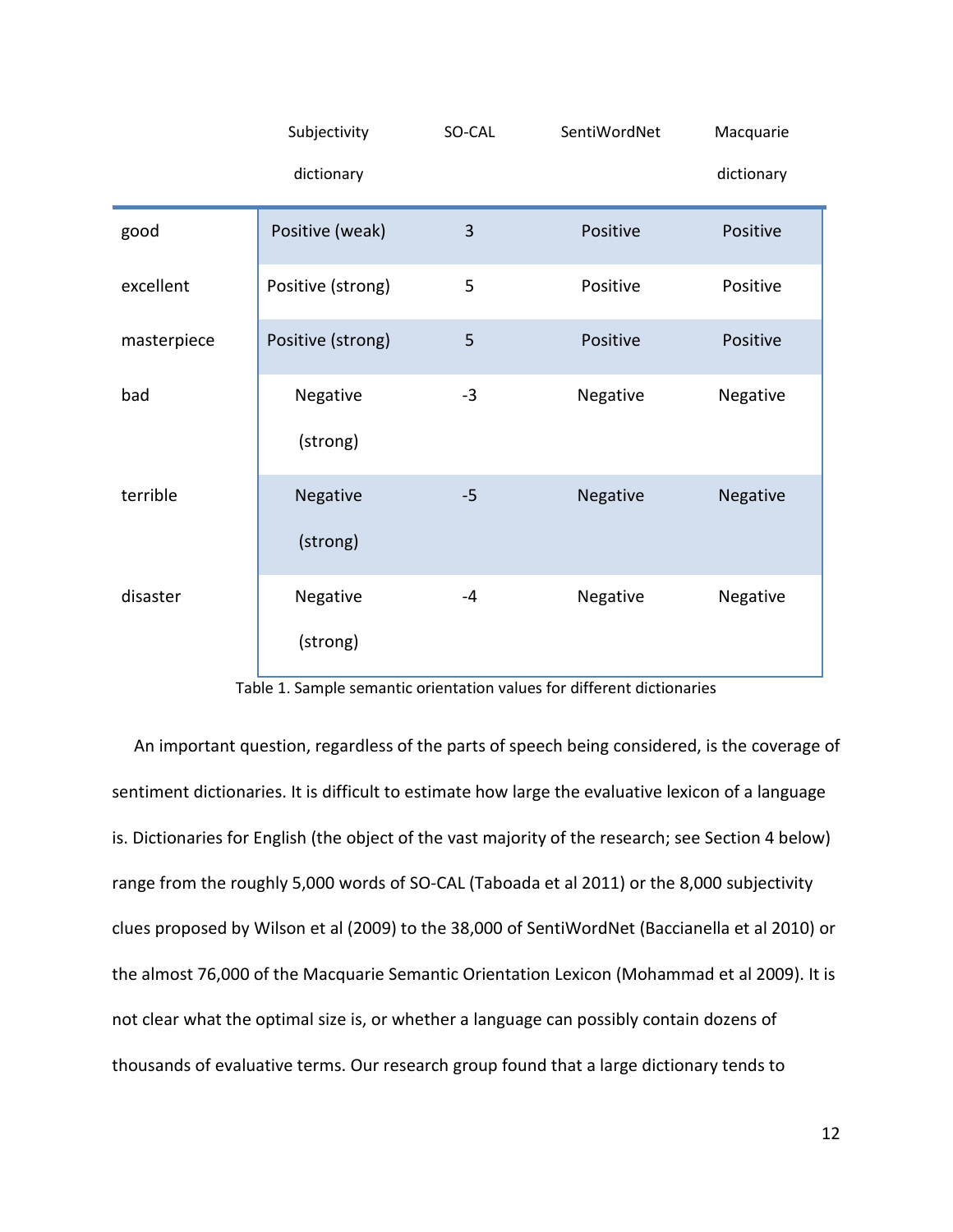| | Subjectivity dictionary | SO-CAL | SentiWordNet | Macquarie dictionary |
|---|---|---|---|---|
| good | Positive (weak) | 3 | Positive | Positive |
| excellent | Positive (strong) | 5 | Positive | Positive |
| masterpiece | Positive (strong) | 5 | Positive | Positive |
| bad | Negative (strong) | -3 | Negative | Negative |
| terrible | Negative (strong) | -5 | Negative | Negative |
| disaster | Negative (strong) | -4 | Negative | Negative |

Table 1. Sample semantic orientation values for different dictionaries

An important question, regardless of the parts of speech being considered, is the coverage of sentiment dictionaries. It is difficult to estimate how large the evaluative lexicon of a language is. Dictionaries for English (the object of the vast majority of the research; see Section 4 below) range from the roughly 5,000 words of SO-CAL (Taboada et al 2011) or the 8,000 subjectivity clues proposed by Wilson et al (2009) to the 38,000 of SentiWordNet (Baccianella et al 2010) or the almost 76,000 of the Macquarie Semantic Orientation Lexicon (Mohammad et al 2009). It is not clear what the optimal size is, or whether a language can possibly contain dozens of thousands of evaluative terms. Our research group found that a large dictionary tends to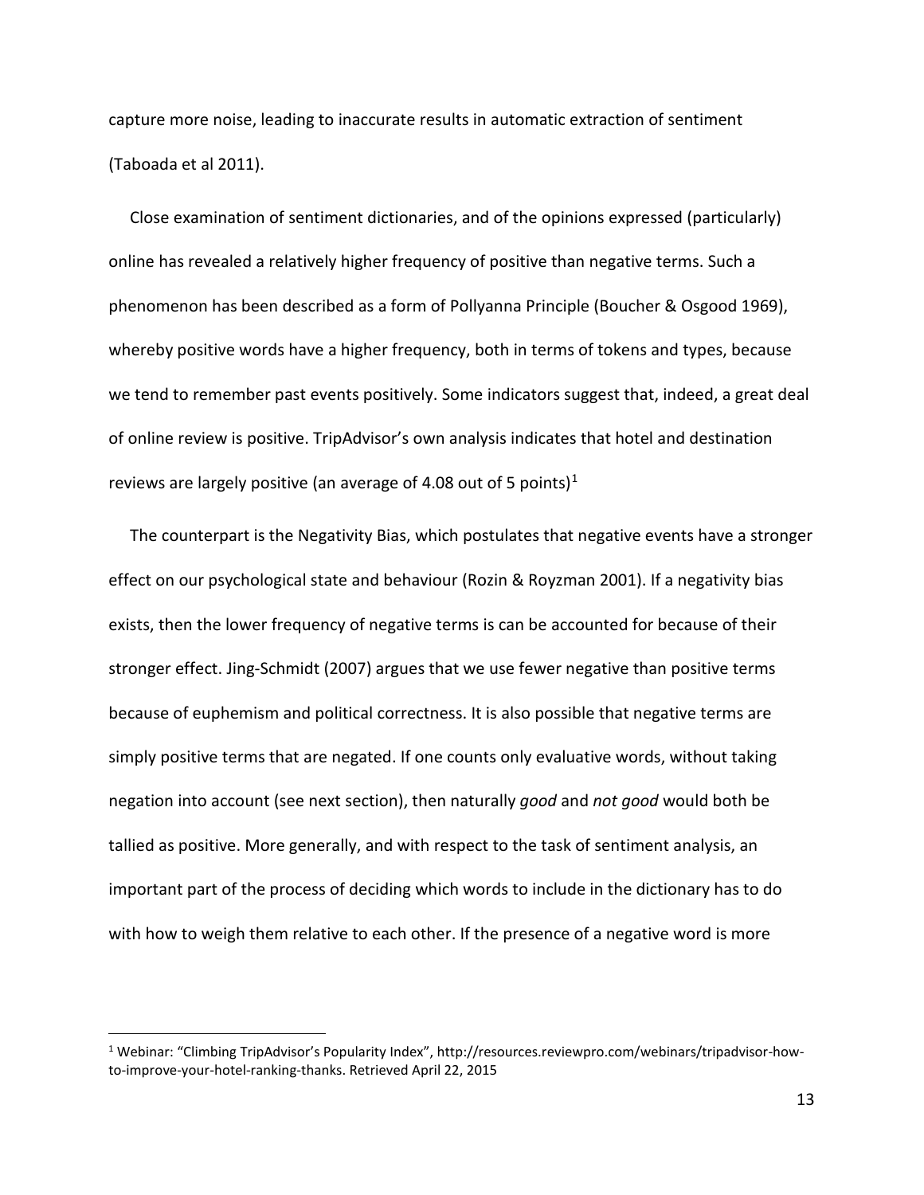capture more noise, leading to inaccurate results in automatic extraction of sentiment (Taboada et al 2011).

Close examination of sentiment dictionaries, and of the opinions expressed (particularly) online has revealed a relatively higher frequency of positive than negative terms. Such a phenomenon has been described as a form of Pollyanna Principle (Boucher & Osgood 1969), whereby positive words have a higher frequency, both in terms of tokens and types, because we tend to remember past events positively. Some indicators suggest that, indeed, a great deal of online review is positive. TripAdvisor's own analysis indicates that hotel and destination reviews are largely positive (an average of 4.08 out of 5 points)[1]

The counterpart is the Negativity Bias, which postulates that negative events have a stronger effect on our psychological state and behaviour (Rozin & Royzman 2001). If a negativity bias exists, then the lower frequency of negative terms is can be accounted for because of their stronger effect. Jing-Schmidt (2007) argues that we use fewer negative than positive terms because of euphemism and political correctness. It is also possible that negative terms are simply positive terms that are negated. If one counts only evaluative words, without taking negation into account (see next section), then naturally *good* and *not good* would both be tallied as positive. More generally, and with respect to the task of sentiment analysis, an important part of the process of deciding which words to include in the dictionary has to do with how to weigh them relative to each other. If the presence of a negative word is more

[1] Webinar: "Climbing TripAdvisor's Popularity Index", http://resources.reviewpro.com/webinars/tripadvisor-how-to-improve-your-hotel-ranking-thanks. Retrieved April 22, 2015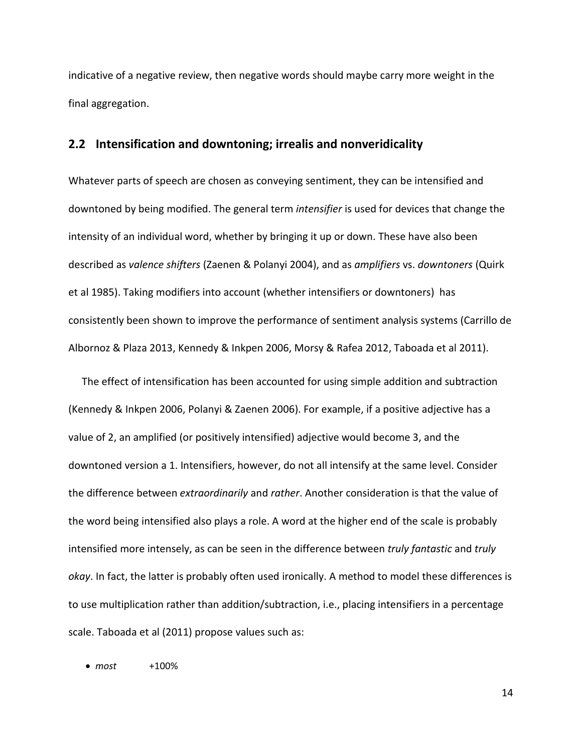indicative of a negative review, then negative words should maybe carry more weight in the final aggregation.

## 2.2 Intensification and downtoning; irrealis and nonveridicality

Whatever parts of speech are chosen as conveying sentiment, they can be intensified and downtoned by being modified. The general term *intensifier* is used for devices that change the intensity of an individual word, whether by bringing it up or down. These have also been described as *valence shifters* (Zaenen & Polanyi 2004), and as *amplifiers* vs. *downtoners* (Quirk et al 1985). Taking modifiers into account (whether intensifiers or downtoners) has consistently been shown to improve the performance of sentiment analysis systems (Carrillo de Albornoz & Plaza 2013, Kennedy & Inkpen 2006, Morsy & Rafea 2012, Taboada et al 2011).

The effect of intensification has been accounted for using simple addition and subtraction (Kennedy & Inkpen 2006, Polanyi & Zaenen 2006). For example, if a positive adjective has a value of 2, an amplified (or positively intensified) adjective would become 3, and the downtoned version a 1. Intensifiers, however, do not all intensify at the same level. Consider the difference between *extraordinarily* and *rather*. Another consideration is that the value of the word being intensified also plays a role. A word at the higher end of the scale is probably intensified more intensely, as can be seen in the difference between *truly fantastic* and *truly okay*. In fact, the latter is probably often used ironically. A method to model these differences is to use multiplication rather than addition/subtraction, i.e., placing intensifiers in a percentage scale. Taboada et al (2011) propose values such as:

- *most* +100%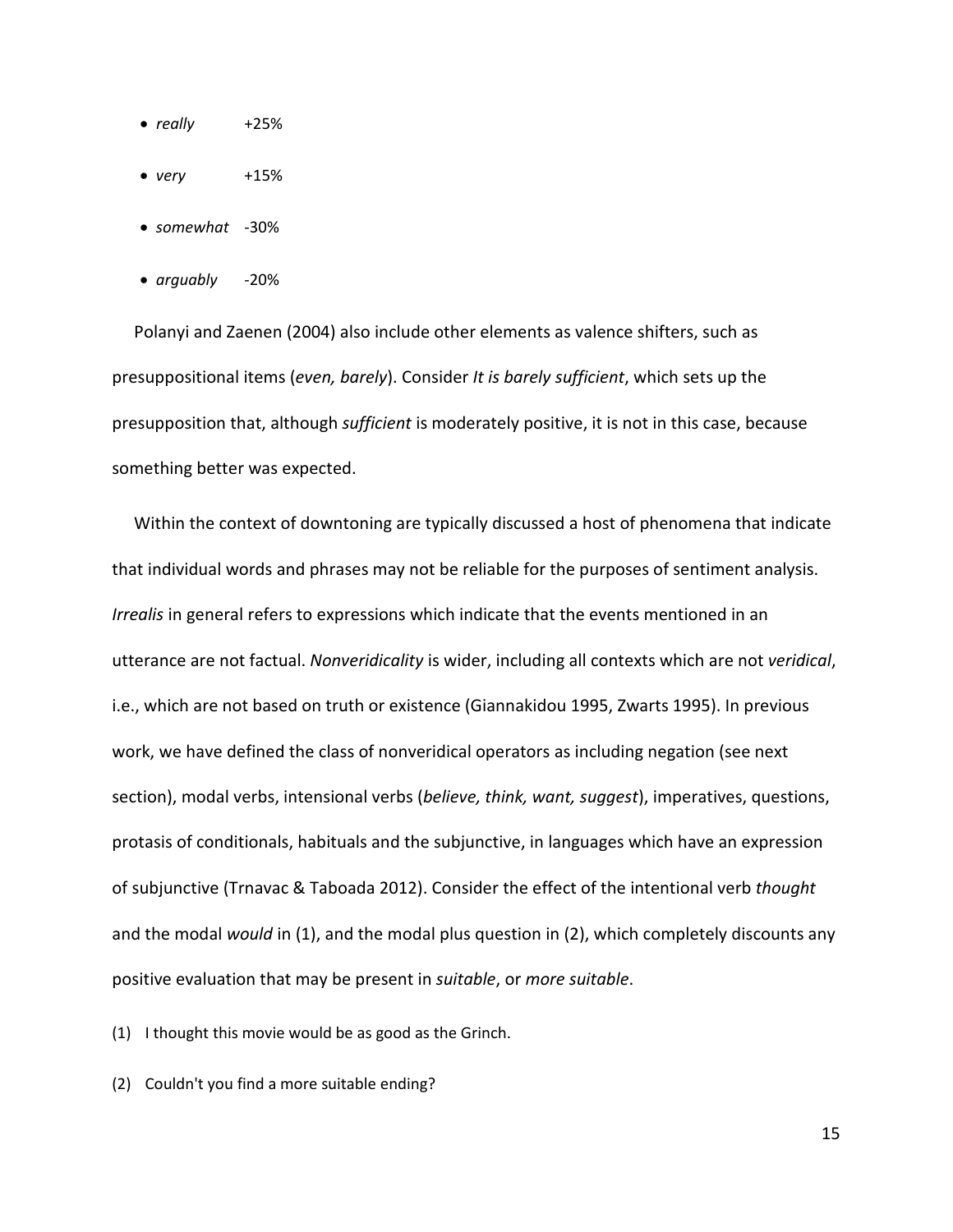- *really* +25%
- *very* +15%
- *somewhat* -30%
- *arguably* -20%

Polanyi and Zaenen (2004) also include other elements as valence shifters, such as presuppositional items (*even, barely*). Consider *It is barely sufficient*, which sets up the presupposition that, although *sufficient* is moderately positive, it is not in this case, because something better was expected.

Within the context of downtoning are typically discussed a host of phenomena that indicate that individual words and phrases may not be reliable for the purposes of sentiment analysis. *Irrealis* in general refers to expressions which indicate that the events mentioned in an utterance are not factual. *Nonveridicality* is wider, including all contexts which are not *veridical*, i.e., which are not based on truth or existence (Giannakidou 1995, Zwarts 1995). In previous work, we have defined the class of nonveridical operators as including negation (see next section), modal verbs, intensional verbs (*believe, think, want, suggest*), imperatives, questions, protasis of conditionals, habituals and the subjunctive, in languages which have an expression of subjunctive (Trnavac & Taboada 2012). Consider the effect of the intentional verb *thought* and the modal *would* in (1), and the modal plus question in (2), which completely discounts any positive evaluation that may be present in *suitable*, or *more suitable*.

(1) I thought this movie would be as good as the Grinch.

(2) Couldn't you find a more suitable ending?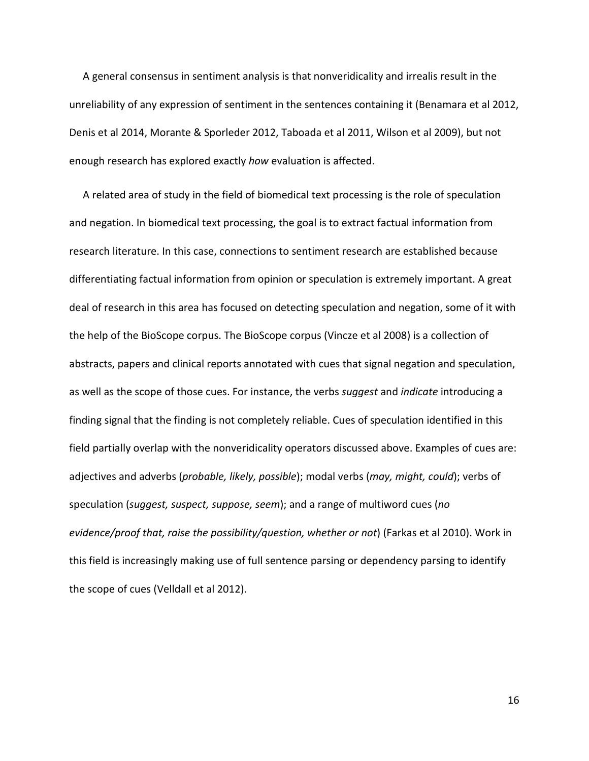A general consensus in sentiment analysis is that nonveridicality and irrealis result in the unreliability of any expression of sentiment in the sentences containing it (Benamara et al 2012, Denis et al 2014, Morante & Sporleder 2012, Taboada et al 2011, Wilson et al 2009), but not enough research has explored exactly *how* evaluation is affected.

A related area of study in the field of biomedical text processing is the role of speculation and negation. In biomedical text processing, the goal is to extract factual information from research literature. In this case, connections to sentiment research are established because differentiating factual information from opinion or speculation is extremely important. A great deal of research in this area has focused on detecting speculation and negation, some of it with the help of the BioScope corpus. The BioScope corpus (Vincze et al 2008) is a collection of abstracts, papers and clinical reports annotated with cues that signal negation and speculation, as well as the scope of those cues. For instance, the verbs *suggest* and *indicate* introducing a finding signal that the finding is not completely reliable. Cues of speculation identified in this field partially overlap with the nonveridicality operators discussed above. Examples of cues are: adjectives and adverbs (*probable, likely, possible*); modal verbs (*may, might, could*); verbs of speculation (*suggest, suspect, suppose, seem*); and a range of multiword cues (*no evidence/proof that, raise the possibility/question, whether or not*) (Farkas et al 2010). Work in this field is increasingly making use of full sentence parsing or dependency parsing to identify the scope of cues (Velldall et al 2012).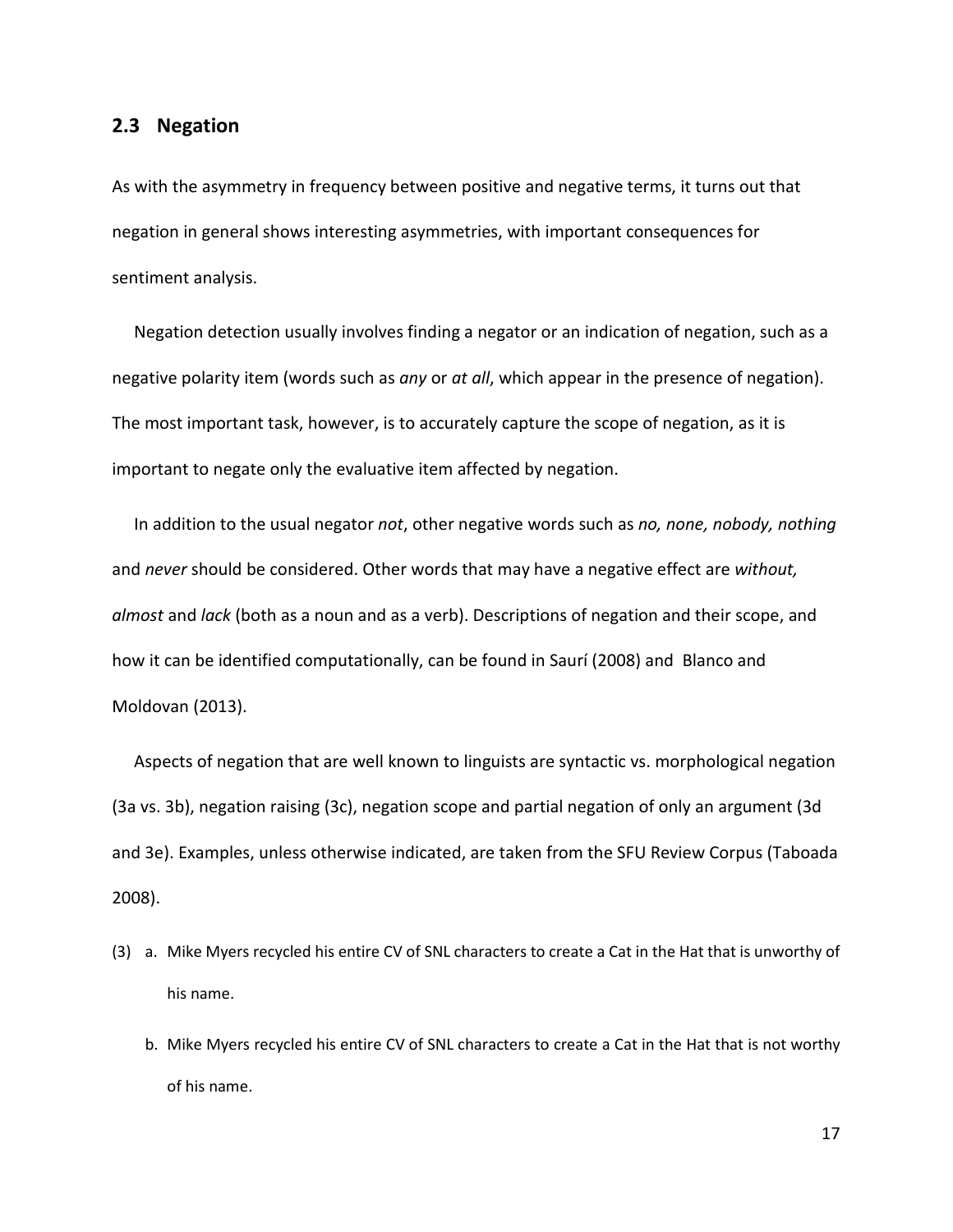## 2.3 Negation

As with the asymmetry in frequency between positive and negative terms, it turns out that negation in general shows interesting asymmetries, with important consequences for sentiment analysis.

Negation detection usually involves finding a negator or an indication of negation, such as a negative polarity item (words such as *any* or *at all*, which appear in the presence of negation). The most important task, however, is to accurately capture the scope of negation, as it is important to negate only the evaluative item affected by negation.

In addition to the usual negator *not*, other negative words such as *no, none, nobody, nothing* and *never* should be considered. Other words that may have a negative effect are *without, almost* and *lack* (both as a noun and as a verb). Descriptions of negation and their scope, and how it can be identified computationally, can be found in Saurí (2008) and Blanco and Moldovan (2013).

Aspects of negation that are well known to linguists are syntactic vs. morphological negation (3a vs. 3b), negation raising (3c), negation scope and partial negation of only an argument (3d and 3e). Examples, unless otherwise indicated, are taken from the SFU Review Corpus (Taboada 2008).

(3) a. Mike Myers recycled his entire CV of SNL characters to create a Cat in the Hat that is unworthy of his name.

b. Mike Myers recycled his entire CV of SNL characters to create a Cat in the Hat that is not worthy of his name.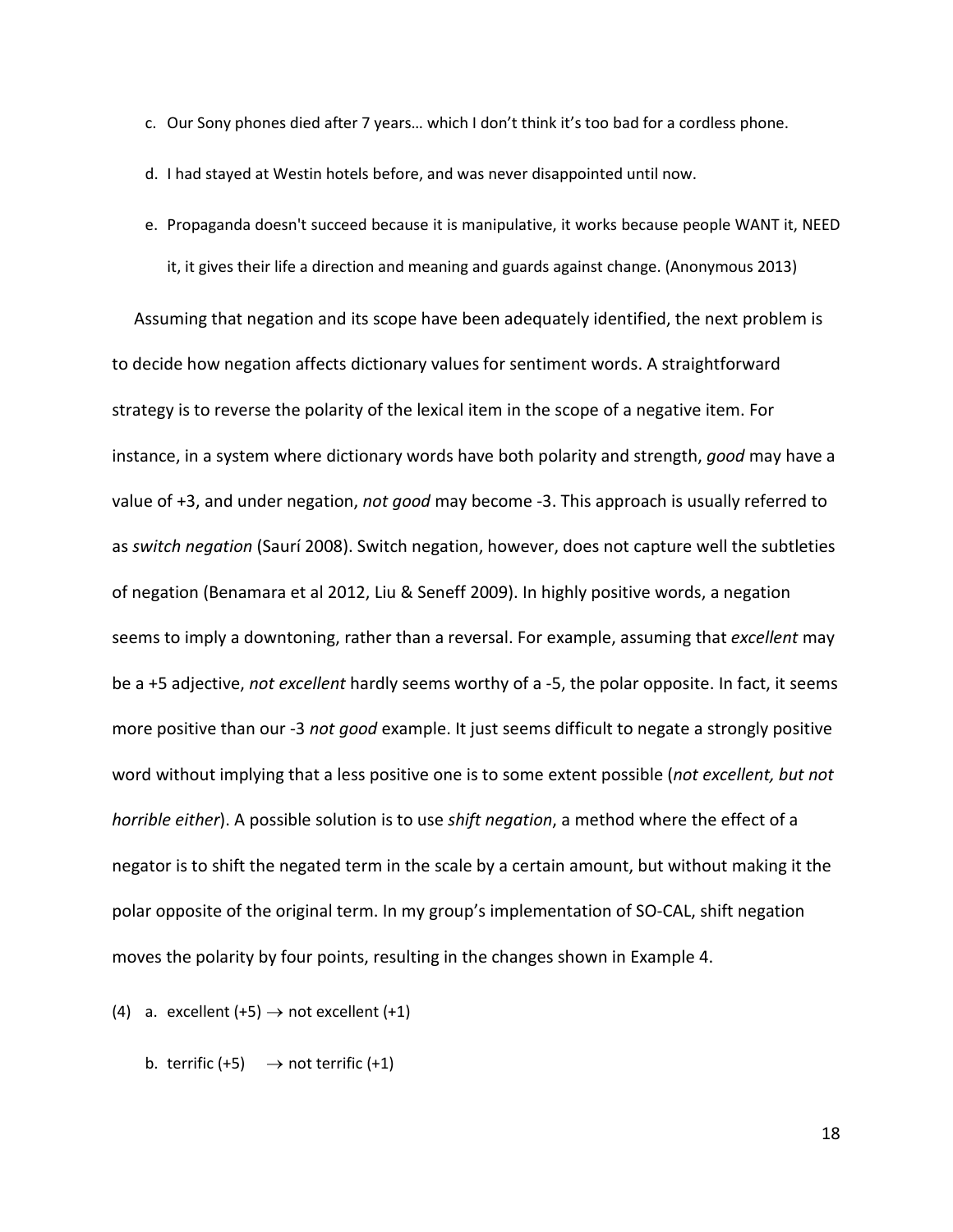c. Our Sony phones died after 7 years… which I don't think it's too bad for a cordless phone.

d. I had stayed at Westin hotels before, and was never disappointed until now.

e. Propaganda doesn't succeed because it is manipulative, it works because people WANT it, NEED it, it gives their life a direction and meaning and guards against change. (Anonymous 2013)

Assuming that negation and its scope have been adequately identified, the next problem is to decide how negation affects dictionary values for sentiment words. A straightforward strategy is to reverse the polarity of the lexical item in the scope of a negative item. For instance, in a system where dictionary words have both polarity and strength, *good* may have a value of +3, and under negation, *not good* may become -3. This approach is usually referred to as *switch negation* (Saurí 2008). Switch negation, however, does not capture well the subtleties of negation (Benamara et al 2012, Liu & Seneff 2009). In highly positive words, a negation seems to imply a downtoning, rather than a reversal. For example, assuming that *excellent* may be a +5 adjective, *not excellent* hardly seems worthy of a -5, the polar opposite. In fact, it seems more positive than our -3 *not good* example. It just seems difficult to negate a strongly positive word without implying that a less positive one is to some extent possible (*not excellent, but not horrible either*). A possible solution is to use *shift negation*, a method where the effect of a negator is to shift the negated term in the scale by a certain amount, but without making it the polar opposite of the original term. In my group's implementation of SO-CAL, shift negation moves the polarity by four points, resulting in the changes shown in Example 4.

(4) a. excellent (+5) → not excellent (+1)

b. terrific (+5) → not terrific (+1)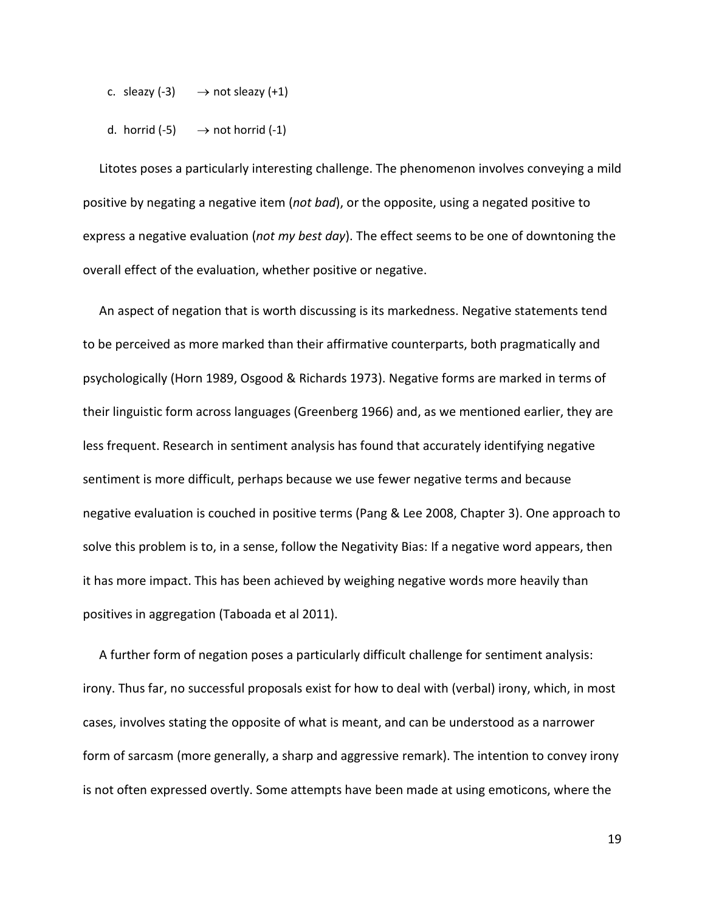c. sleazy (-3) → not sleazy (+1)

d. horrid (-5) → not horrid (-1)

Litotes poses a particularly interesting challenge. The phenomenon involves conveying a mild positive by negating a negative item (*not bad*), or the opposite, using a negated positive to express a negative evaluation (*not my best day*). The effect seems to be one of downtoning the overall effect of the evaluation, whether positive or negative.

An aspect of negation that is worth discussing is its markedness. Negative statements tend to be perceived as more marked than their affirmative counterparts, both pragmatically and psychologically (Horn 1989, Osgood & Richards 1973). Negative forms are marked in terms of their linguistic form across languages (Greenberg 1966) and, as we mentioned earlier, they are less frequent. Research in sentiment analysis has found that accurately identifying negative sentiment is more difficult, perhaps because we use fewer negative terms and because negative evaluation is couched in positive terms (Pang & Lee 2008, Chapter 3). One approach to solve this problem is to, in a sense, follow the Negativity Bias: If a negative word appears, then it has more impact. This has been achieved by weighing negative words more heavily than positives in aggregation (Taboada et al 2011).

A further form of negation poses a particularly difficult challenge for sentiment analysis: irony. Thus far, no successful proposals exist for how to deal with (verbal) irony, which, in most cases, involves stating the opposite of what is meant, and can be understood as a narrower form of sarcasm (more generally, a sharp and aggressive remark). The intention to convey irony is not often expressed overtly. Some attempts have been made at using emoticons, where the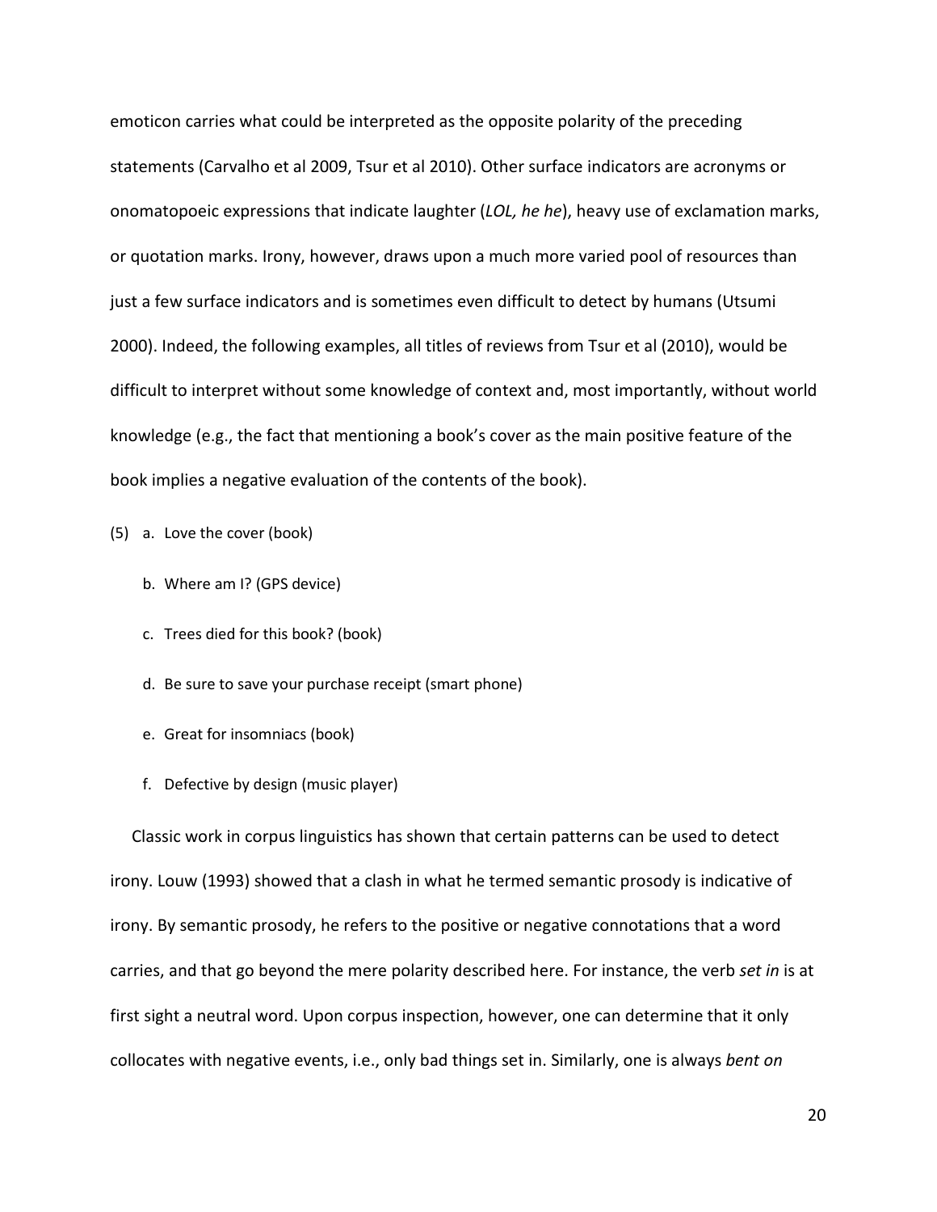emoticon carries what could be interpreted as the opposite polarity of the preceding statements (Carvalho et al 2009, Tsur et al 2010). Other surface indicators are acronyms or onomatopoeic expressions that indicate laughter (*LOL, he he*), heavy use of exclamation marks, or quotation marks. Irony, however, draws upon a much more varied pool of resources than just a few surface indicators and is sometimes even difficult to detect by humans (Utsumi 2000). Indeed, the following examples, all titles of reviews from Tsur et al (2010), would be difficult to interpret without some knowledge of context and, most importantly, without world knowledge (e.g., the fact that mentioning a book's cover as the main positive feature of the book implies a negative evaluation of the contents of the book).

(5) a. Love the cover (book)

  b. Where am I? (GPS device)

  c. Trees died for this book? (book)

  d. Be sure to save your purchase receipt (smart phone)

  e. Great for insomniacs (book)

  f. Defective by design (music player)

Classic work in corpus linguistics has shown that certain patterns can be used to detect irony. Louw (1993) showed that a clash in what he termed semantic prosody is indicative of irony. By semantic prosody, he refers to the positive or negative connotations that a word carries, and that go beyond the mere polarity described here. For instance, the verb *set in* is at first sight a neutral word. Upon corpus inspection, however, one can determine that it only collocates with negative events, i.e., only bad things set in. Similarly, one is always *bent on*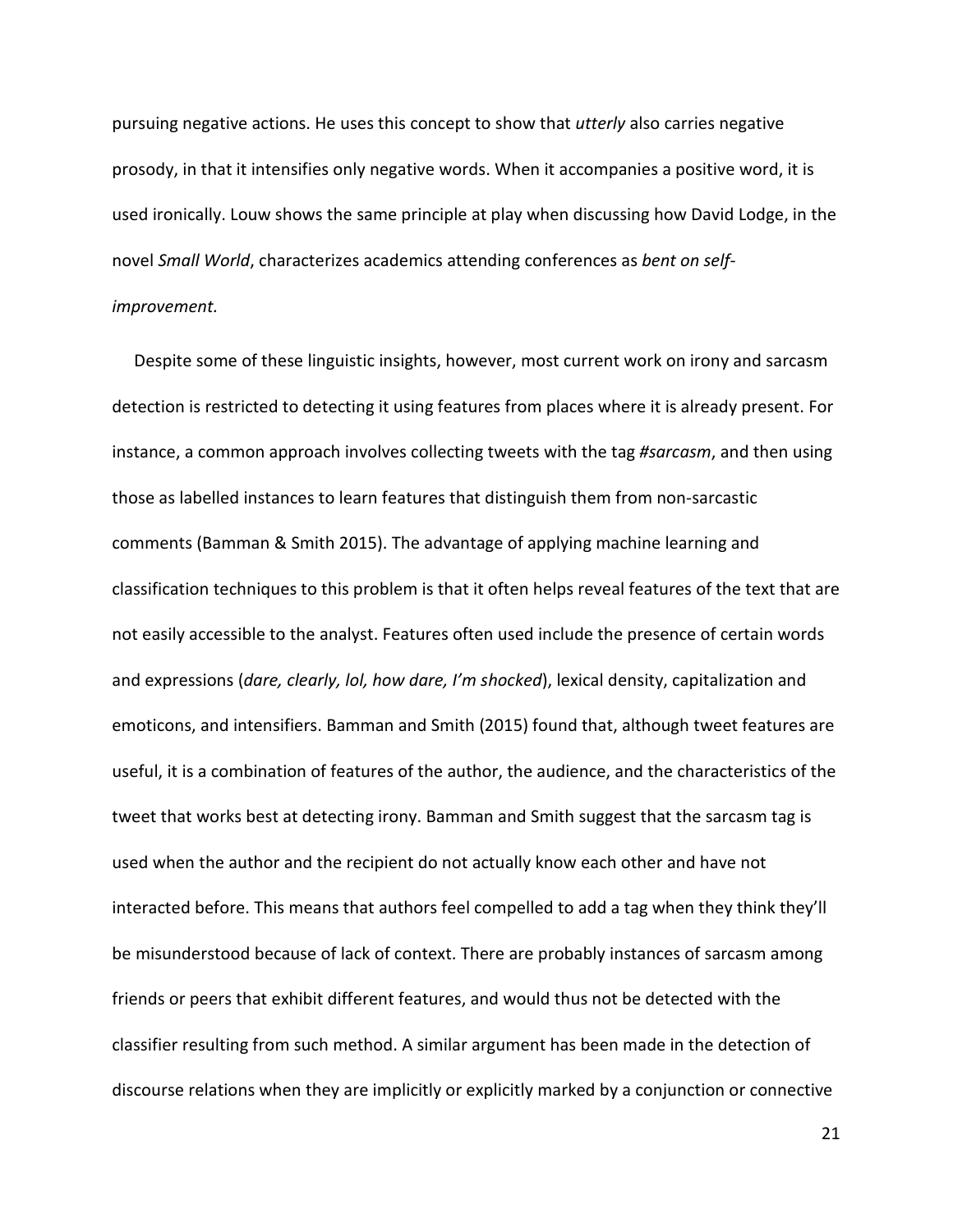pursuing negative actions. He uses this concept to show that *utterly* also carries negative prosody, in that it intensifies only negative words. When it accompanies a positive word, it is used ironically. Louw shows the same principle at play when discussing how David Lodge, in the novel *Small World*, characterizes academics attending conferences as *bent on self-improvement.*

Despite some of these linguistic insights, however, most current work on irony and sarcasm detection is restricted to detecting it using features from places where it is already present. For instance, a common approach involves collecting tweets with the tag *#sarcasm*, and then using those as labelled instances to learn features that distinguish them from non-sarcastic comments (Bamman & Smith 2015). The advantage of applying machine learning and classification techniques to this problem is that it often helps reveal features of the text that are not easily accessible to the analyst. Features often used include the presence of certain words and expressions (*dare, clearly, lol, how dare, I'm shocked*), lexical density, capitalization and emoticons, and intensifiers. Bamman and Smith (2015) found that, although tweet features are useful, it is a combination of features of the author, the audience, and the characteristics of the tweet that works best at detecting irony. Bamman and Smith suggest that the sarcasm tag is used when the author and the recipient do not actually know each other and have not interacted before. This means that authors feel compelled to add a tag when they think they'll be misunderstood because of lack of context. There are probably instances of sarcasm among friends or peers that exhibit different features, and would thus not be detected with the classifier resulting from such method. A similar argument has been made in the detection of discourse relations when they are implicitly or explicitly marked by a conjunction or connective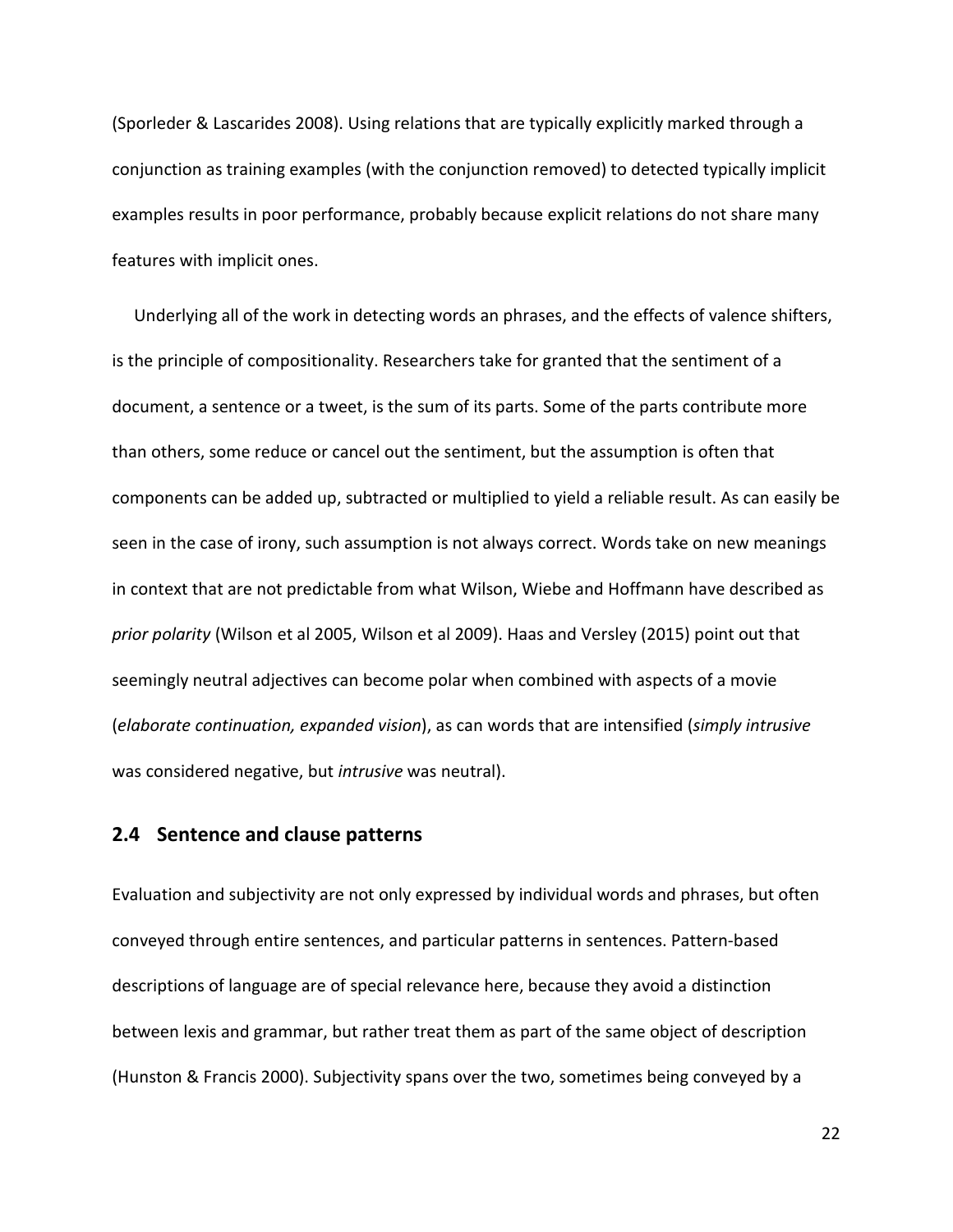(Sporleder & Lascarides 2008). Using relations that are typically explicitly marked through a conjunction as training examples (with the conjunction removed) to detected typically implicit examples results in poor performance, probably because explicit relations do not share many features with implicit ones.

Underlying all of the work in detecting words an phrases, and the effects of valence shifters, is the principle of compositionality. Researchers take for granted that the sentiment of a document, a sentence or a tweet, is the sum of its parts. Some of the parts contribute more than others, some reduce or cancel out the sentiment, but the assumption is often that components can be added up, subtracted or multiplied to yield a reliable result. As can easily be seen in the case of irony, such assumption is not always correct. Words take on new meanings in context that are not predictable from what Wilson, Wiebe and Hoffmann have described as *prior polarity* (Wilson et al 2005, Wilson et al 2009). Haas and Versley (2015) point out that seemingly neutral adjectives can become polar when combined with aspects of a movie (*elaborate continuation, expanded vision*), as can words that are intensified (*simply intrusive* was considered negative, but *intrusive* was neutral).

## 2.4 Sentence and clause patterns

Evaluation and subjectivity are not only expressed by individual words and phrases, but often conveyed through entire sentences, and particular patterns in sentences. Pattern-based descriptions of language are of special relevance here, because they avoid a distinction between lexis and grammar, but rather treat them as part of the same object of description (Hunston & Francis 2000). Subjectivity spans over the two, sometimes being conveyed by a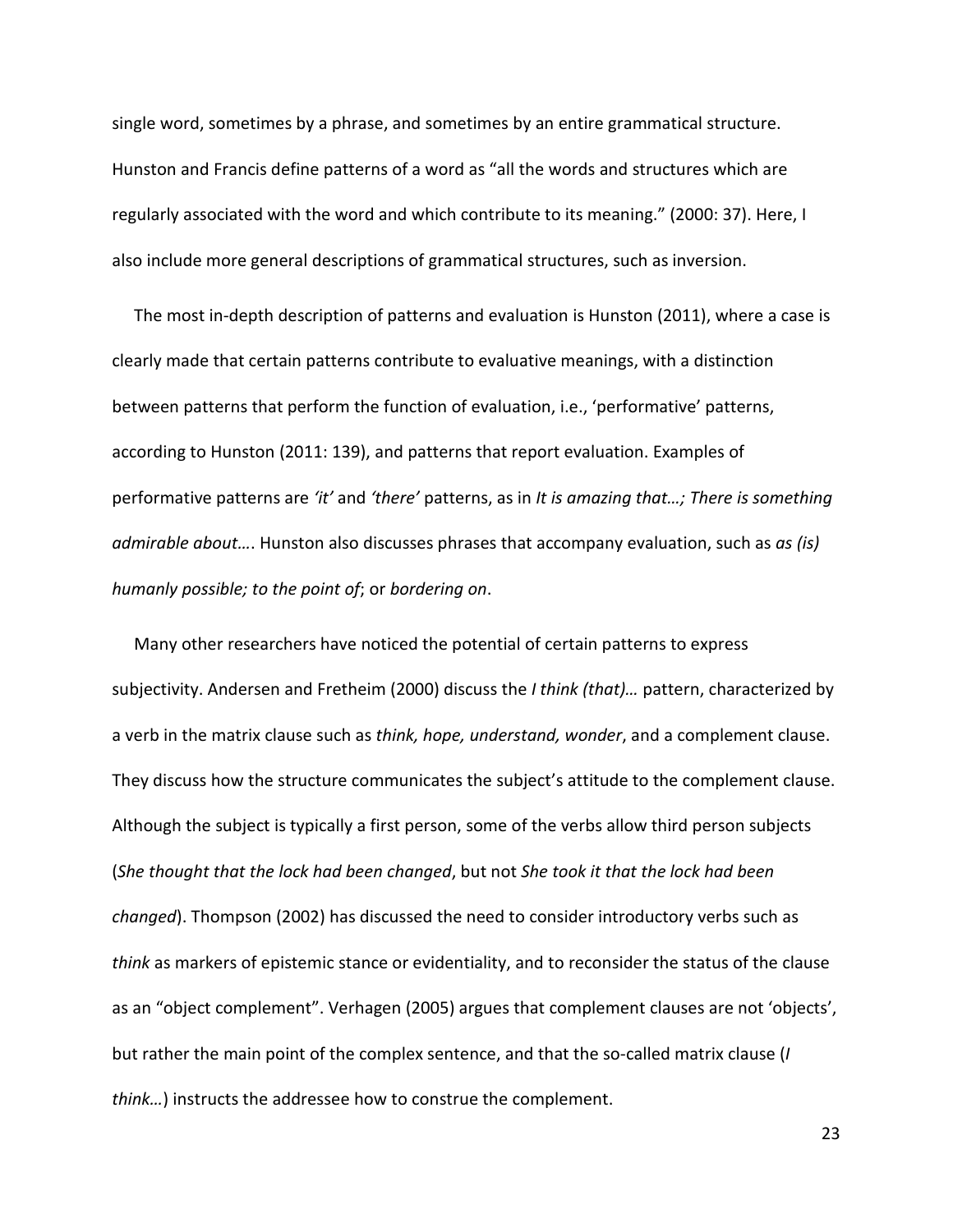single word, sometimes by a phrase, and sometimes by an entire grammatical structure. Hunston and Francis define patterns of a word as "all the words and structures which are regularly associated with the word and which contribute to its meaning." (2000: 37). Here, I also include more general descriptions of grammatical structures, such as inversion.

The most in-depth description of patterns and evaluation is Hunston (2011), where a case is clearly made that certain patterns contribute to evaluative meanings, with a distinction between patterns that perform the function of evaluation, i.e., 'performative' patterns, according to Hunston (2011: 139), and patterns that report evaluation. Examples of performative patterns are *'it'* and *'there'* patterns, as in *It is amazing that…; There is something admirable about…*. Hunston also discusses phrases that accompany evaluation, such as *as (is) humanly possible; to the point of*; or *bordering on*.

Many other researchers have noticed the potential of certain patterns to express subjectivity. Andersen and Fretheim (2000) discuss the *I think (that)…* pattern, characterized by a verb in the matrix clause such as *think, hope, understand, wonder*, and a complement clause. They discuss how the structure communicates the subject's attitude to the complement clause. Although the subject is typically a first person, some of the verbs allow third person subjects (*She thought that the lock had been changed*, but not *She took it that the lock had been changed*). Thompson (2002) has discussed the need to consider introductory verbs such as *think* as markers of epistemic stance or evidentiality, and to reconsider the status of the clause as an "object complement". Verhagen (2005) argues that complement clauses are not 'objects', but rather the main point of the complex sentence, and that the so-called matrix clause (*I think…*) instructs the addressee how to construe the complement.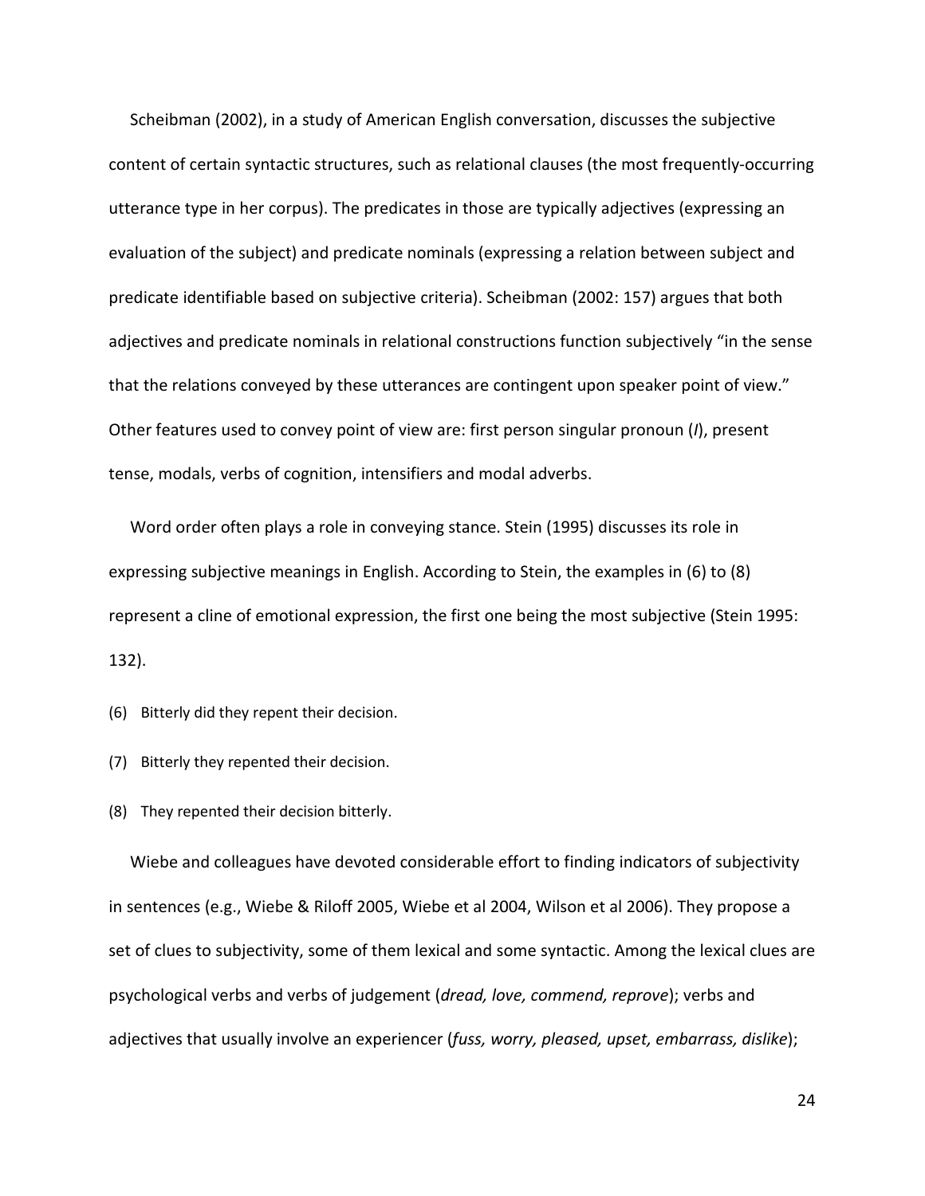Scheibman (2002), in a study of American English conversation, discusses the subjective content of certain syntactic structures, such as relational clauses (the most frequently-occurring utterance type in her corpus). The predicates in those are typically adjectives (expressing an evaluation of the subject) and predicate nominals (expressing a relation between subject and predicate identifiable based on subjective criteria). Scheibman (2002: 157) argues that both adjectives and predicate nominals in relational constructions function subjectively "in the sense that the relations conveyed by these utterances are contingent upon speaker point of view." Other features used to convey point of view are: first person singular pronoun (*I*), present tense, modals, verbs of cognition, intensifiers and modal adverbs.

Word order often plays a role in conveying stance. Stein (1995) discusses its role in expressing subjective meanings in English. According to Stein, the examples in (6) to (8) represent a cline of emotional expression, the first one being the most subjective (Stein 1995: 132).

(6) Bitterly did they repent their decision.

(7) Bitterly they repented their decision.

(8) They repented their decision bitterly.

Wiebe and colleagues have devoted considerable effort to finding indicators of subjectivity in sentences (e.g., Wiebe & Riloff 2005, Wiebe et al 2004, Wilson et al 2006). They propose a set of clues to subjectivity, some of them lexical and some syntactic. Among the lexical clues are psychological verbs and verbs of judgement (*dread, love, commend, reprove*); verbs and adjectives that usually involve an experiencer (*fuss, worry, pleased, upset, embarrass, dislike*);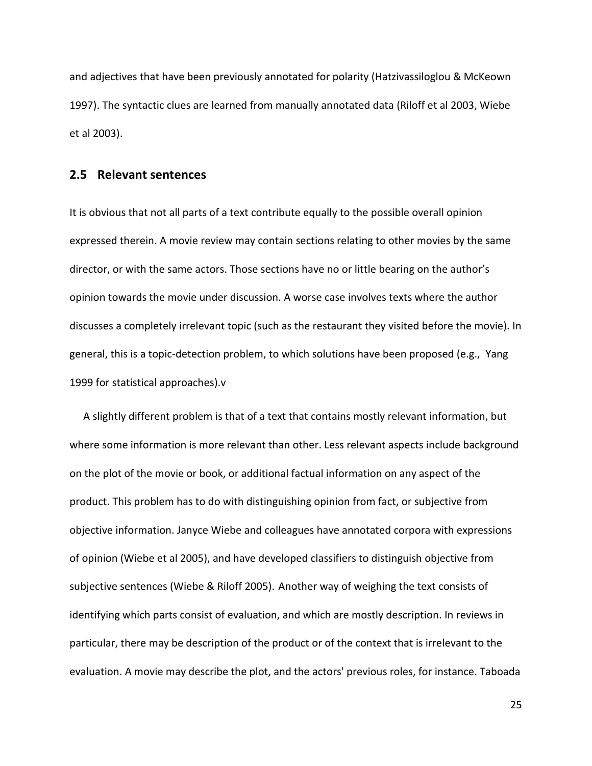and adjectives that have been previously annotated for polarity (Hatzivassiloglou & McKeown 1997). The syntactic clues are learned from manually annotated data (Riloff et al 2003, Wiebe et al 2003).

## 2.5 Relevant sentences

It is obvious that not all parts of a text contribute equally to the possible overall opinion expressed therein. A movie review may contain sections relating to other movies by the same director, or with the same actors. Those sections have no or little bearing on the author's opinion towards the movie under discussion. A worse case involves texts where the author discusses a completely irrelevant topic (such as the restaurant they visited before the movie). In general, this is a topic-detection problem, to which solutions have been proposed (e.g., Yang 1999 for statistical approaches).v

A slightly different problem is that of a text that contains mostly relevant information, but where some information is more relevant than other. Less relevant aspects include background on the plot of the movie or book, or additional factual information on any aspect of the product. This problem has to do with distinguishing opinion from fact, or subjective from objective information. Janyce Wiebe and colleagues have annotated corpora with expressions of opinion (Wiebe et al 2005), and have developed classifiers to distinguish objective from subjective sentences (Wiebe & Riloff 2005). Another way of weighing the text consists of identifying which parts consist of evaluation, and which are mostly description. In reviews in particular, there may be description of the product or of the context that is irrelevant to the evaluation. A movie may describe the plot, and the actors' previous roles, for instance. Taboada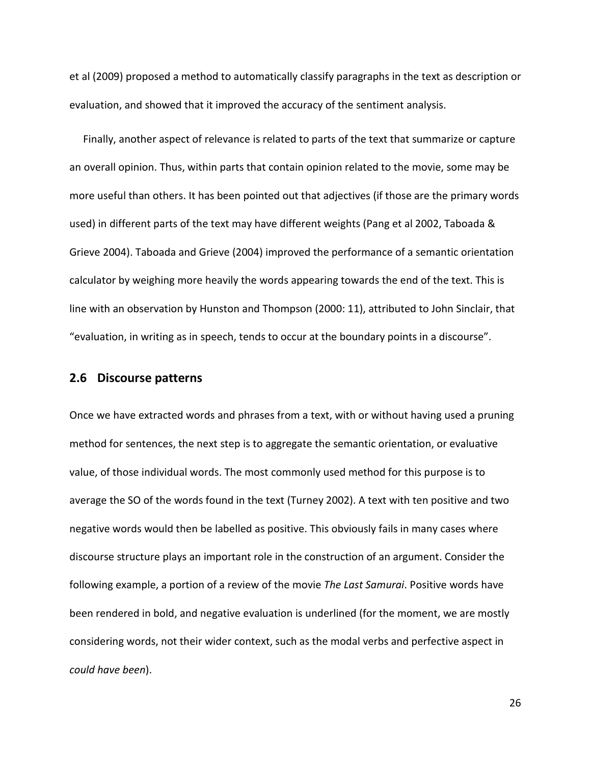et al (2009) proposed a method to automatically classify paragraphs in the text as description or evaluation, and showed that it improved the accuracy of the sentiment analysis.

Finally, another aspect of relevance is related to parts of the text that summarize or capture an overall opinion. Thus, within parts that contain opinion related to the movie, some may be more useful than others. It has been pointed out that adjectives (if those are the primary words used) in different parts of the text may have different weights (Pang et al 2002, Taboada & Grieve 2004). Taboada and Grieve (2004) improved the performance of a semantic orientation calculator by weighing more heavily the words appearing towards the end of the text. This is line with an observation by Hunston and Thompson (2000: 11), attributed to John Sinclair, that "evaluation, in writing as in speech, tends to occur at the boundary points in a discourse".

## 2.6 Discourse patterns

Once we have extracted words and phrases from a text, with or without having used a pruning method for sentences, the next step is to aggregate the semantic orientation, or evaluative value, of those individual words. The most commonly used method for this purpose is to average the SO of the words found in the text (Turney 2002). A text with ten positive and two negative words would then be labelled as positive. This obviously fails in many cases where discourse structure plays an important role in the construction of an argument. Consider the following example, a portion of a review of the movie *The Last Samurai*. Positive words have been rendered in bold, and negative evaluation is underlined (for the moment, we are mostly considering words, not their wider context, such as the modal verbs and perfective aspect in *could have been*).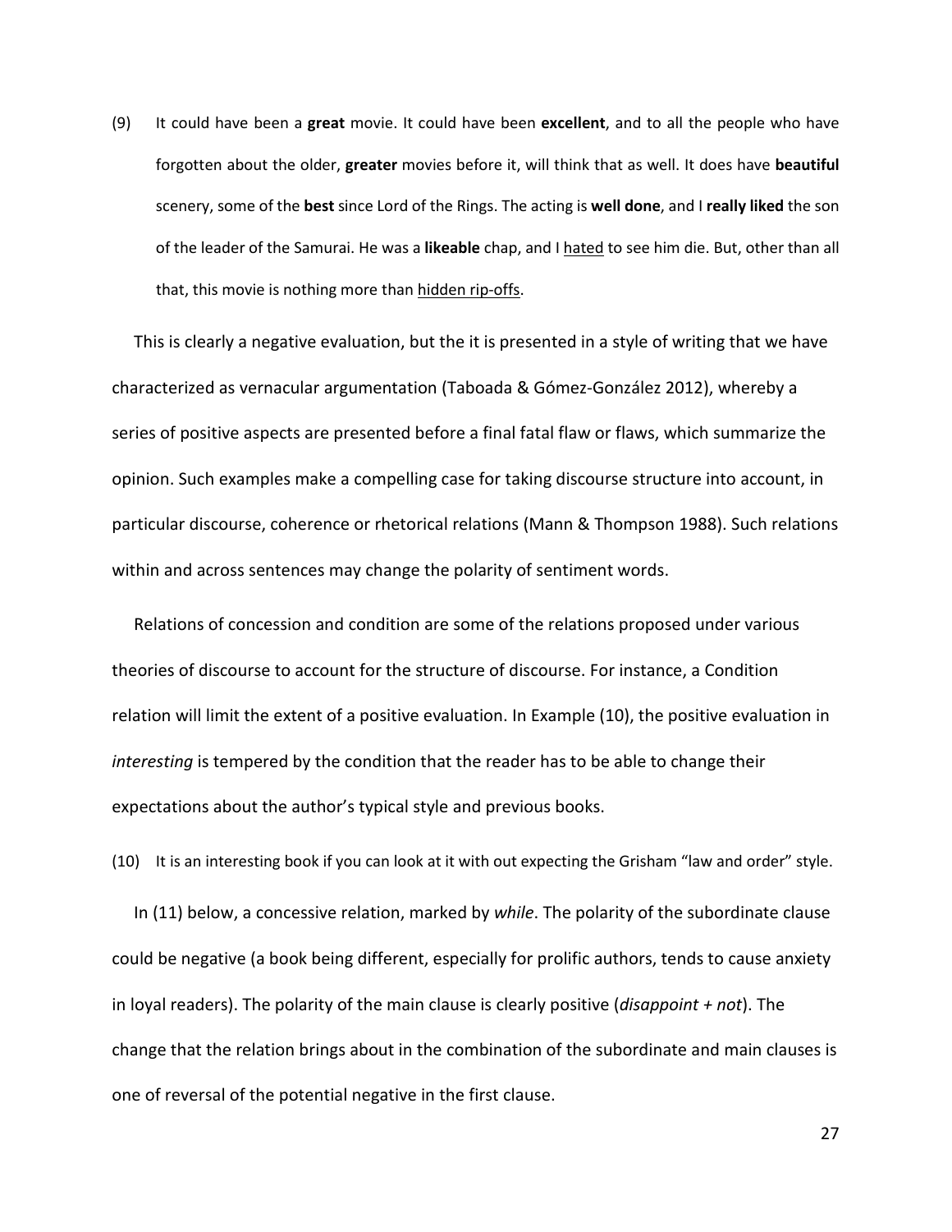(9) It could have been a **great** movie. It could have been **excellent**, and to all the people who have forgotten about the older, **greater** movies before it, will think that as well. It does have **beautiful** scenery, some of the **best** since Lord of the Rings. The acting is **well done**, and I **really liked** the son of the leader of the Samurai. He was a **likeable** chap, and I <u>hated</u> to see him die. But, other than all that, this movie is nothing more than <u>hidden rip-offs</u>.

This is clearly a negative evaluation, but the it is presented in a style of writing that we have characterized as vernacular argumentation (Taboada & Gómez-González 2012), whereby a series of positive aspects are presented before a final fatal flaw or flaws, which summarize the opinion. Such examples make a compelling case for taking discourse structure into account, in particular discourse, coherence or rhetorical relations (Mann & Thompson 1988). Such relations within and across sentences may change the polarity of sentiment words.

Relations of concession and condition are some of the relations proposed under various theories of discourse to account for the structure of discourse. For instance, a Condition relation will limit the extent of a positive evaluation. In Example (10), the positive evaluation in *interesting* is tempered by the condition that the reader has to be able to change their expectations about the author's typical style and previous books.

(10) It is an interesting book if you can look at it with out expecting the Grisham "law and order" style.

In (11) below, a concessive relation, marked by *while*. The polarity of the subordinate clause could be negative (a book being different, especially for prolific authors, tends to cause anxiety in loyal readers). The polarity of the main clause is clearly positive (*disappoint + not*). The change that the relation brings about in the combination of the subordinate and main clauses is one of reversal of the potential negative in the first clause.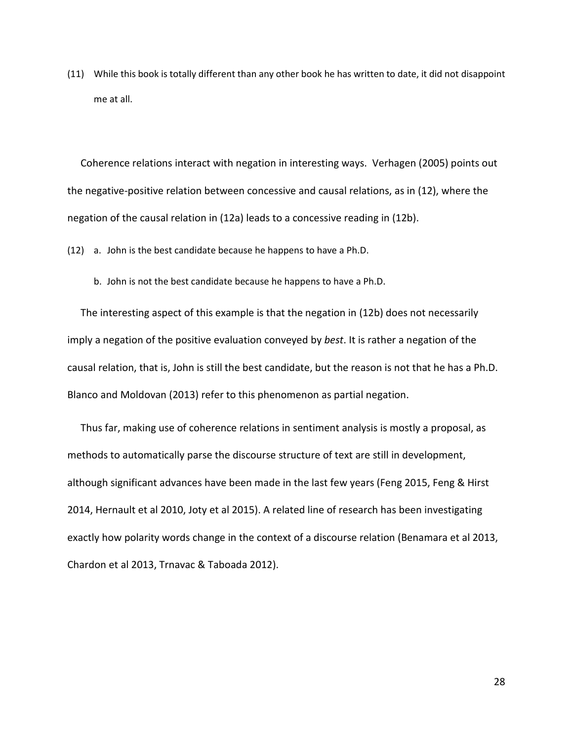(11) While this book is totally different than any other book he has written to date, it did not disappoint me at all.

Coherence relations interact with negation in interesting ways. Verhagen (2005) points out the negative-positive relation between concessive and causal relations, as in (12), where the negation of the causal relation in (12a) leads to a concessive reading in (12b).

(12) a. John is the best candidate because he happens to have a Ph.D.

b. John is not the best candidate because he happens to have a Ph.D.

The interesting aspect of this example is that the negation in (12b) does not necessarily imply a negation of the positive evaluation conveyed by *best*. It is rather a negation of the causal relation, that is, John is still the best candidate, but the reason is not that he has a Ph.D. Blanco and Moldovan (2013) refer to this phenomenon as partial negation.

Thus far, making use of coherence relations in sentiment analysis is mostly a proposal, as methods to automatically parse the discourse structure of text are still in development, although significant advances have been made in the last few years (Feng 2015, Feng & Hirst 2014, Hernault et al 2010, Joty et al 2015). A related line of research has been investigating exactly how polarity words change in the context of a discourse relation (Benamara et al 2013, Chardon et al 2013, Trnavac & Taboada 2012).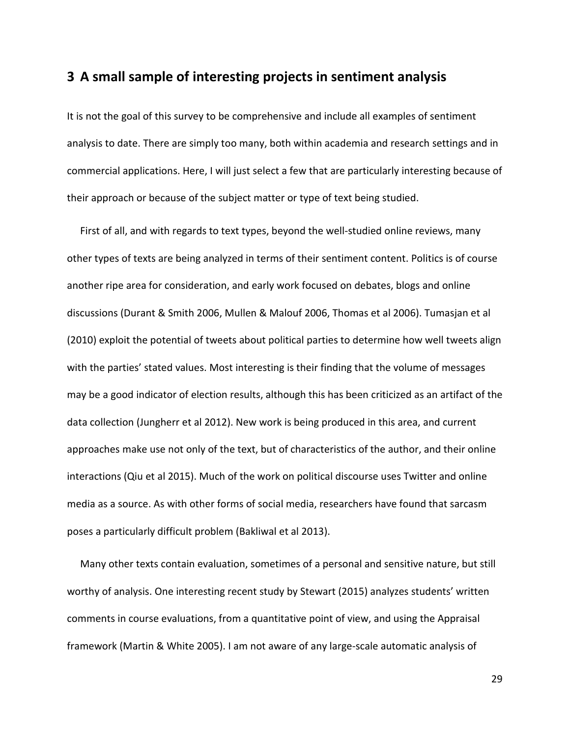## 3 A small sample of interesting projects in sentiment analysis

It is not the goal of this survey to be comprehensive and include all examples of sentiment analysis to date. There are simply too many, both within academia and research settings and in commercial applications. Here, I will just select a few that are particularly interesting because of their approach or because of the subject matter or type of text being studied.

First of all, and with regards to text types, beyond the well-studied online reviews, many other types of texts are being analyzed in terms of their sentiment content. Politics is of course another ripe area for consideration, and early work focused on debates, blogs and online discussions (Durant & Smith 2006, Mullen & Malouf 2006, Thomas et al 2006). Tumasjan et al (2010) exploit the potential of tweets about political parties to determine how well tweets align with the parties' stated values. Most interesting is their finding that the volume of messages may be a good indicator of election results, although this has been criticized as an artifact of the data collection (Jungherr et al 2012). New work is being produced in this area, and current approaches make use not only of the text, but of characteristics of the author, and their online interactions (Qiu et al 2015). Much of the work on political discourse uses Twitter and online media as a source. As with other forms of social media, researchers have found that sarcasm poses a particularly difficult problem (Bakliwal et al 2013).

Many other texts contain evaluation, sometimes of a personal and sensitive nature, but still worthy of analysis. One interesting recent study by Stewart (2015) analyzes students' written comments in course evaluations, from a quantitative point of view, and using the Appraisal framework (Martin & White 2005). I am not aware of any large-scale automatic analysis of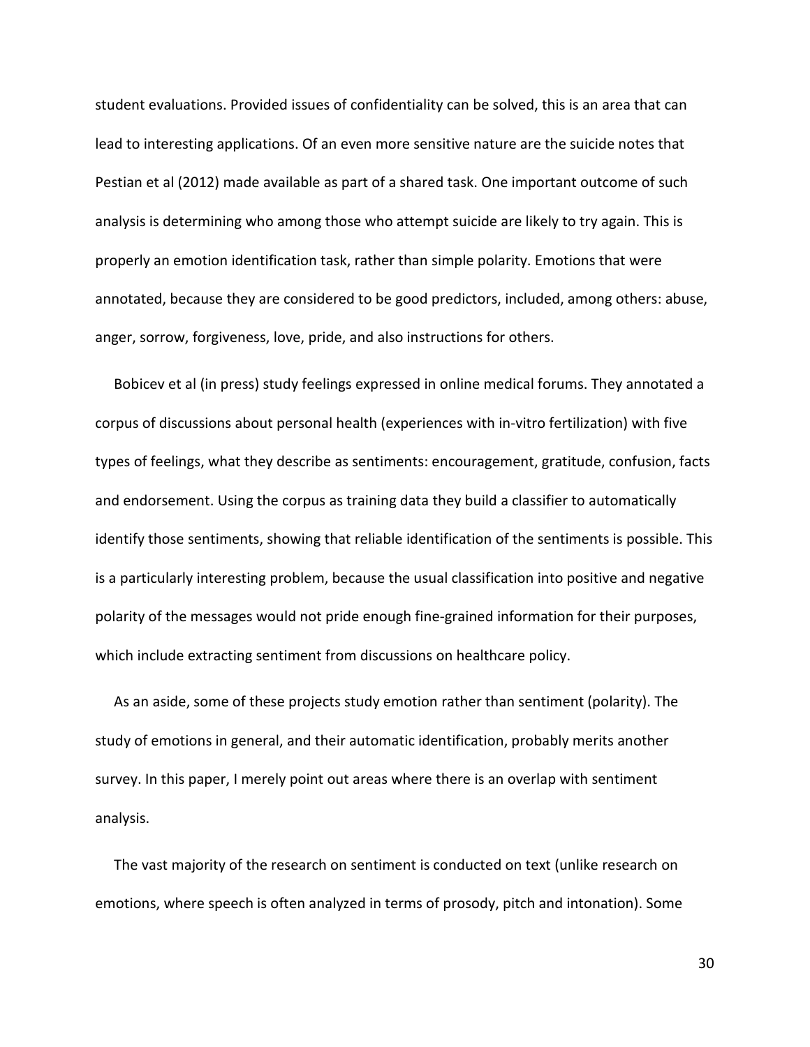student evaluations. Provided issues of confidentiality can be solved, this is an area that can lead to interesting applications. Of an even more sensitive nature are the suicide notes that Pestian et al (2012) made available as part of a shared task. One important outcome of such analysis is determining who among those who attempt suicide are likely to try again. This is properly an emotion identification task, rather than simple polarity. Emotions that were annotated, because they are considered to be good predictors, included, among others: abuse, anger, sorrow, forgiveness, love, pride, and also instructions for others.

Bobicev et al (in press) study feelings expressed in online medical forums. They annotated a corpus of discussions about personal health (experiences with in-vitro fertilization) with five types of feelings, what they describe as sentiments: encouragement, gratitude, confusion, facts and endorsement. Using the corpus as training data they build a classifier to automatically identify those sentiments, showing that reliable identification of the sentiments is possible. This is a particularly interesting problem, because the usual classification into positive and negative polarity of the messages would not pride enough fine-grained information for their purposes, which include extracting sentiment from discussions on healthcare policy.

As an aside, some of these projects study emotion rather than sentiment (polarity). The study of emotions in general, and their automatic identification, probably merits another survey. In this paper, I merely point out areas where there is an overlap with sentiment analysis.

The vast majority of the research on sentiment is conducted on text (unlike research on emotions, where speech is often analyzed in terms of prosody, pitch and intonation). Some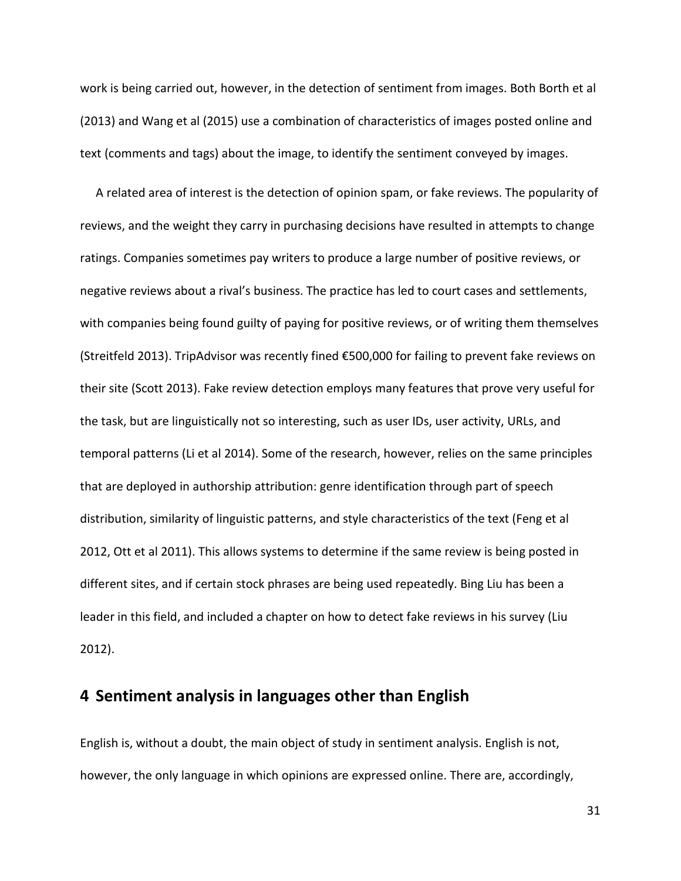work is being carried out, however, in the detection of sentiment from images. Both Borth et al (2013) and Wang et al (2015) use a combination of characteristics of images posted online and text (comments and tags) about the image, to identify the sentiment conveyed by images.

A related area of interest is the detection of opinion spam, or fake reviews. The popularity of reviews, and the weight they carry in purchasing decisions have resulted in attempts to change ratings. Companies sometimes pay writers to produce a large number of positive reviews, or negative reviews about a rival's business. The practice has led to court cases and settlements, with companies being found guilty of paying for positive reviews, or of writing them themselves (Streitfeld 2013). TripAdvisor was recently fined €500,000 for failing to prevent fake reviews on their site (Scott 2013). Fake review detection employs many features that prove very useful for the task, but are linguistically not so interesting, such as user IDs, user activity, URLs, and temporal patterns (Li et al 2014). Some of the research, however, relies on the same principles that are deployed in authorship attribution: genre identification through part of speech distribution, similarity of linguistic patterns, and style characteristics of the text (Feng et al 2012, Ott et al 2011). This allows systems to determine if the same review is being posted in different sites, and if certain stock phrases are being used repeatedly. Bing Liu has been a leader in this field, and included a chapter on how to detect fake reviews in his survey (Liu 2012).

## 4 Sentiment analysis in languages other than English

English is, without a doubt, the main object of study in sentiment analysis. English is not, however, the only language in which opinions are expressed online. There are, accordingly,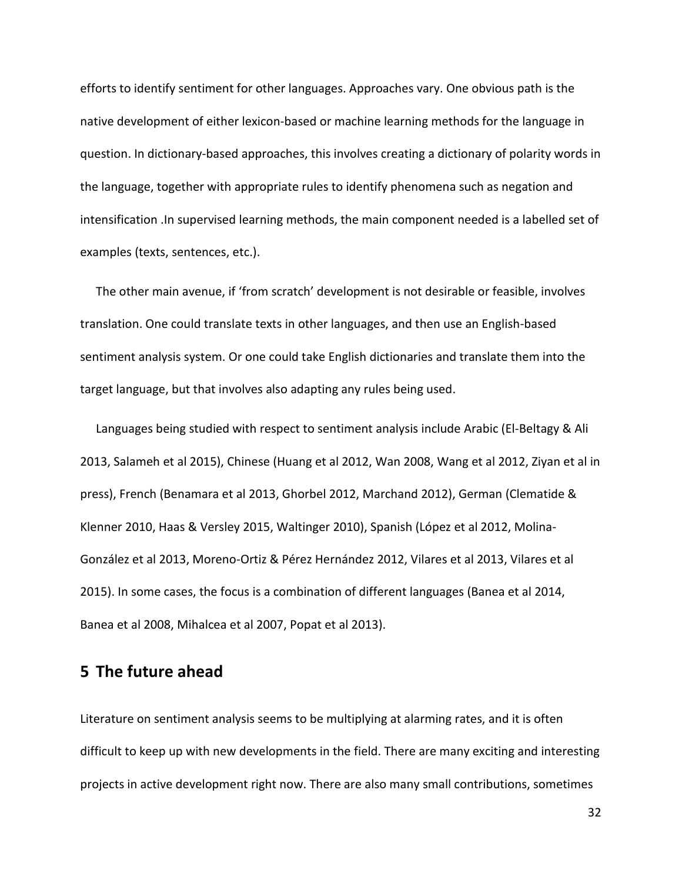efforts to identify sentiment for other languages. Approaches vary. One obvious path is the native development of either lexicon-based or machine learning methods for the language in question. In dictionary-based approaches, this involves creating a dictionary of polarity words in the language, together with appropriate rules to identify phenomena such as negation and intensification .In supervised learning methods, the main component needed is a labelled set of examples (texts, sentences, etc.).

The other main avenue, if 'from scratch' development is not desirable or feasible, involves translation. One could translate texts in other languages, and then use an English-based sentiment analysis system. Or one could take English dictionaries and translate them into the target language, but that involves also adapting any rules being used.

Languages being studied with respect to sentiment analysis include Arabic (El-Beltagy & Ali 2013, Salameh et al 2015), Chinese (Huang et al 2012, Wan 2008, Wang et al 2012, Ziyan et al in press), French (Benamara et al 2013, Ghorbel 2012, Marchand 2012), German (Clematide & Klenner 2010, Haas & Versley 2015, Waltinger 2010), Spanish (López et al 2012, Molina-González et al 2013, Moreno-Ortiz & Pérez Hernández 2012, Vilares et al 2013, Vilares et al 2015). In some cases, the focus is a combination of different languages (Banea et al 2014, Banea et al 2008, Mihalcea et al 2007, Popat et al 2013).

## 5 The future ahead

Literature on sentiment analysis seems to be multiplying at alarming rates, and it is often difficult to keep up with new developments in the field. There are many exciting and interesting projects in active development right now. There are also many small contributions, sometimes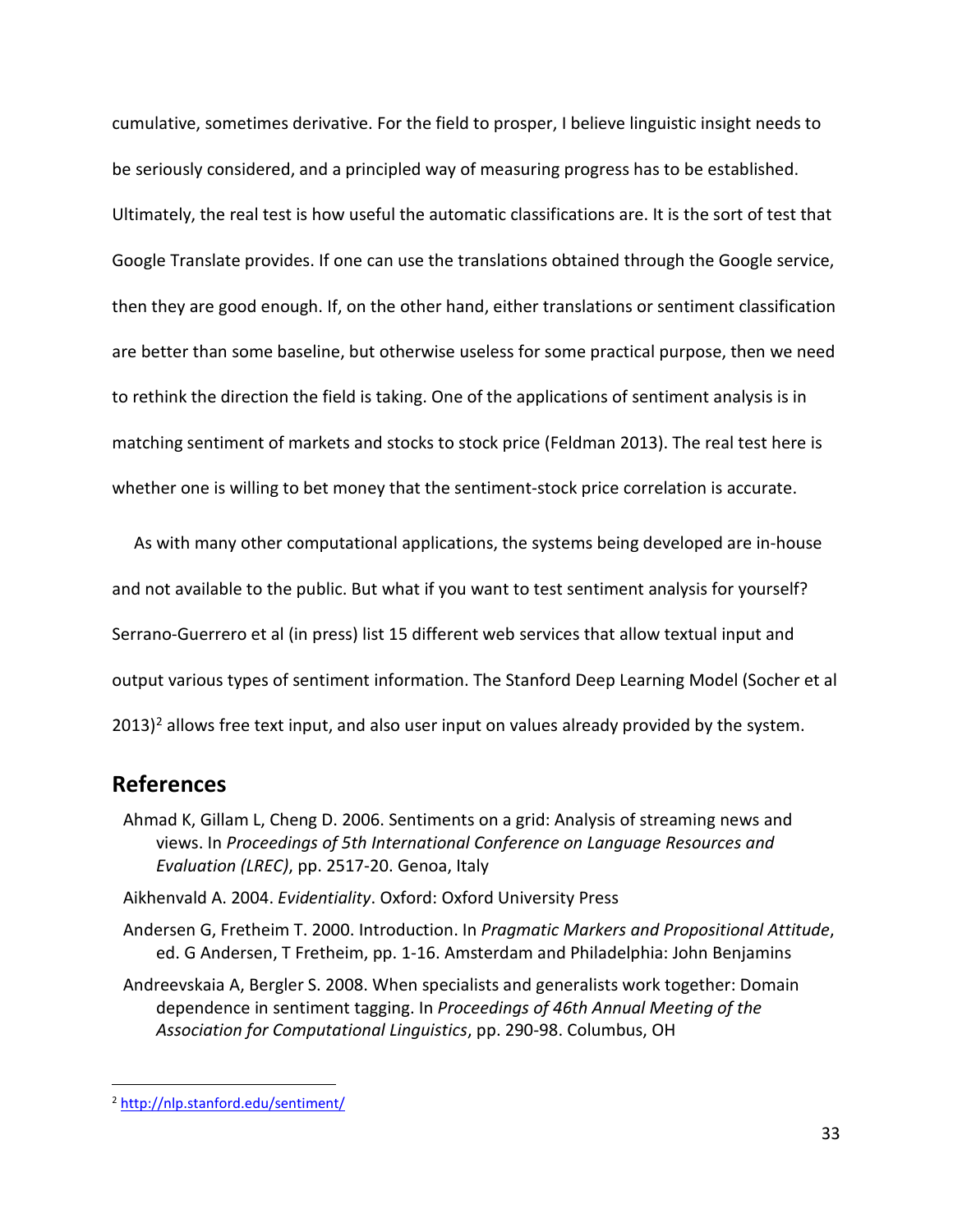cumulative, sometimes derivative. For the field to prosper, I believe linguistic insight needs to be seriously considered, and a principled way of measuring progress has to be established. Ultimately, the real test is how useful the automatic classifications are. It is the sort of test that Google Translate provides. If one can use the translations obtained through the Google service, then they are good enough. If, on the other hand, either translations or sentiment classification are better than some baseline, but otherwise useless for some practical purpose, then we need to rethink the direction the field is taking. One of the applications of sentiment analysis is in matching sentiment of markets and stocks to stock price (Feldman 2013). The real test here is whether one is willing to bet money that the sentiment-stock price correlation is accurate.

As with many other computational applications, the systems being developed are in-house and not available to the public. But what if you want to test sentiment analysis for yourself? Serrano-Guerrero et al (in press) list 15 different web services that allow textual input and output various types of sentiment information. The Stanford Deep Learning Model (Socher et al 2013)[2] allows free text input, and also user input on values already provided by the system.

## References

Ahmad K, Gillam L, Cheng D. 2006. Sentiments on a grid: Analysis of streaming news and views. In *Proceedings of 5th International Conference on Language Resources and Evaluation (LREC)*, pp. 2517-20. Genoa, Italy

Aikhenvald A. 2004. *Evidentiality*. Oxford: Oxford University Press

Andersen G, Fretheim T. 2000. Introduction. In *Pragmatic Markers and Propositional Attitude*, ed. G Andersen, T Fretheim, pp. 1-16. Amsterdam and Philadelphia: John Benjamins

Andreevskaia A, Bergler S. 2008. When specialists and generalists work together: Domain dependence in sentiment tagging. In *Proceedings of 46th Annual Meeting of the Association for Computational Linguistics*, pp. 290-98. Columbus, OH

[2] http://nlp.stanford.edu/sentiment/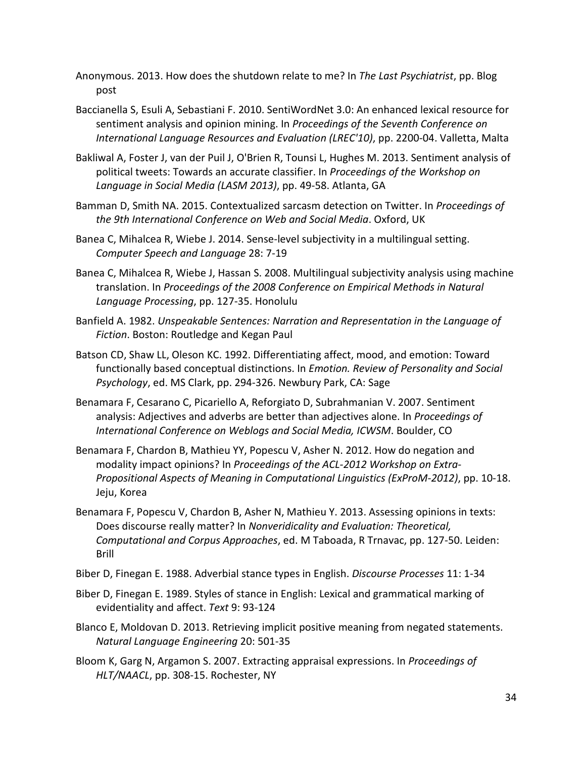Anonymous. 2013. How does the shutdown relate to me? In *The Last Psychiatrist*, pp. Blog post

Baccianella S, Esuli A, Sebastiani F. 2010. SentiWordNet 3.0: An enhanced lexical resource for sentiment analysis and opinion mining. In *Proceedings of the Seventh Conference on International Language Resources and Evaluation (LREC'10)*, pp. 2200-04. Valletta, Malta

Bakliwal A, Foster J, van der Puil J, O'Brien R, Tounsi L, Hughes M. 2013. Sentiment analysis of political tweets: Towards an accurate classifier. In *Proceedings of the Workshop on Language in Social Media (LASM 2013)*, pp. 49-58. Atlanta, GA

Bamman D, Smith NA. 2015. Contextualized sarcasm detection on Twitter. In *Proceedings of the 9th International Conference on Web and Social Media*. Oxford, UK

Banea C, Mihalcea R, Wiebe J. 2014. Sense-level subjectivity in a multilingual setting. *Computer Speech and Language* 28: 7-19

Banea C, Mihalcea R, Wiebe J, Hassan S. 2008. Multilingual subjectivity analysis using machine translation. In *Proceedings of the 2008 Conference on Empirical Methods in Natural Language Processing*, pp. 127-35. Honolulu

Banfield A. 1982. *Unspeakable Sentences: Narration and Representation in the Language of Fiction*. Boston: Routledge and Kegan Paul

Batson CD, Shaw LL, Oleson KC. 1992. Differentiating affect, mood, and emotion: Toward functionally based conceptual distinctions. In *Emotion. Review of Personality and Social Psychology*, ed. MS Clark, pp. 294-326. Newbury Park, CA: Sage

Benamara F, Cesarano C, Picariello A, Reforgiato D, Subrahmanian V. 2007. Sentiment analysis: Adjectives and adverbs are better than adjectives alone. In *Proceedings of International Conference on Weblogs and Social Media, ICWSM*. Boulder, CO

Benamara F, Chardon B, Mathieu YY, Popescu V, Asher N. 2012. How do negation and modality impact opinions? In *Proceedings of the ACL-2012 Workshop on Extra-Propositional Aspects of Meaning in Computational Linguistics (ExProM-2012)*, pp. 10-18. Jeju, Korea

Benamara F, Popescu V, Chardon B, Asher N, Mathieu Y. 2013. Assessing opinions in texts: Does discourse really matter? In *Nonveridicality and Evaluation: Theoretical, Computational and Corpus Approaches*, ed. M Taboada, R Trnavac, pp. 127-50. Leiden: Brill

Biber D, Finegan E. 1988. Adverbial stance types in English. *Discourse Processes* 11: 1-34

Biber D, Finegan E. 1989. Styles of stance in English: Lexical and grammatical marking of evidentiality and affect. *Text* 9: 93-124

Blanco E, Moldovan D. 2013. Retrieving implicit positive meaning from negated statements. *Natural Language Engineering* 20: 501-35

Bloom K, Garg N, Argamon S. 2007. Extracting appraisal expressions. In *Proceedings of HLT/NAACL*, pp. 308-15. Rochester, NY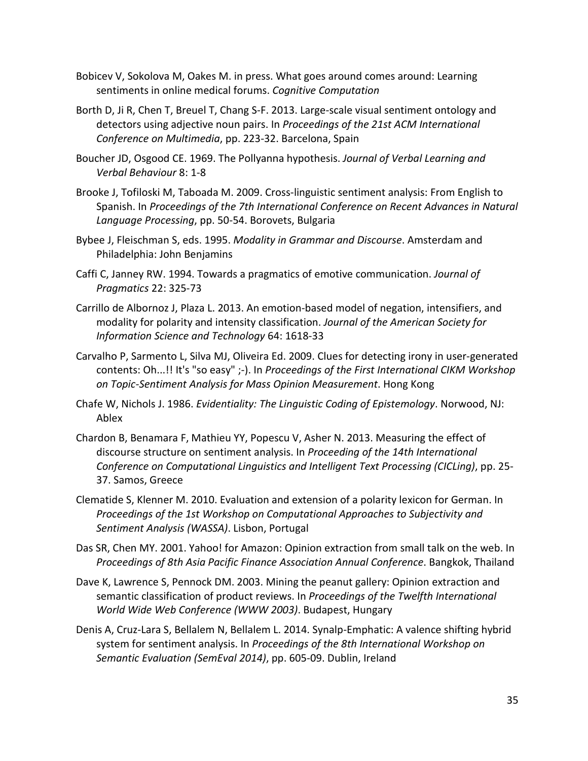Bobicev V, Sokolova M, Oakes M. in press. What goes around comes around: Learning sentiments in online medical forums. *Cognitive Computation*

Borth D, Ji R, Chen T, Breuel T, Chang S-F. 2013. Large-scale visual sentiment ontology and detectors using adjective noun pairs. In *Proceedings of the 21st ACM International Conference on Multimedia*, pp. 223-32. Barcelona, Spain

Boucher JD, Osgood CE. 1969. The Pollyanna hypothesis. *Journal of Verbal Learning and Verbal Behaviour* 8: 1-8

Brooke J, Tofiloski M, Taboada M. 2009. Cross-linguistic sentiment analysis: From English to Spanish. In *Proceedings of the 7th International Conference on Recent Advances in Natural Language Processing*, pp. 50-54. Borovets, Bulgaria

Bybee J, Fleischman S, eds. 1995. *Modality in Grammar and Discourse*. Amsterdam and Philadelphia: John Benjamins

Caffi C, Janney RW. 1994. Towards a pragmatics of emotive communication. *Journal of Pragmatics* 22: 325-73

Carrillo de Albornoz J, Plaza L. 2013. An emotion-based model of negation, intensifiers, and modality for polarity and intensity classification. *Journal of the American Society for Information Science and Technology* 64: 1618-33

Carvalho P, Sarmento L, Silva MJ, Oliveira Ed. 2009. Clues for detecting irony in user-generated contents: Oh...!! It's "so easy" ;-). In *Proceedings of the First International CIKM Workshop on Topic-Sentiment Analysis for Mass Opinion Measurement*. Hong Kong

Chafe W, Nichols J. 1986. *Evidentiality: The Linguistic Coding of Epistemology*. Norwood, NJ: Ablex

Chardon B, Benamara F, Mathieu YY, Popescu V, Asher N. 2013. Measuring the effect of discourse structure on sentiment analysis. In *Proceeding of the 14th International Conference on Computational Linguistics and Intelligent Text Processing (CICLing)*, pp. 25-37. Samos, Greece

Clematide S, Klenner M. 2010. Evaluation and extension of a polarity lexicon for German. In *Proceedings of the 1st Workshop on Computational Approaches to Subjectivity and Sentiment Analysis (WASSA)*. Lisbon, Portugal

Das SR, Chen MY. 2001. Yahoo! for Amazon: Opinion extraction from small talk on the web. In *Proceedings of 8th Asia Pacific Finance Association Annual Conference*. Bangkok, Thailand

Dave K, Lawrence S, Pennock DM. 2003. Mining the peanut gallery: Opinion extraction and semantic classification of product reviews. In *Proceedings of the Twelfth International World Wide Web Conference (WWW 2003)*. Budapest, Hungary

Denis A, Cruz-Lara S, Bellalem N, Bellalem L. 2014. Synalp-Emphatic: A valence shifting hybrid system for sentiment analysis. In *Proceedings of the 8th International Workshop on Semantic Evaluation (SemEval 2014)*, pp. 605-09. Dublin, Ireland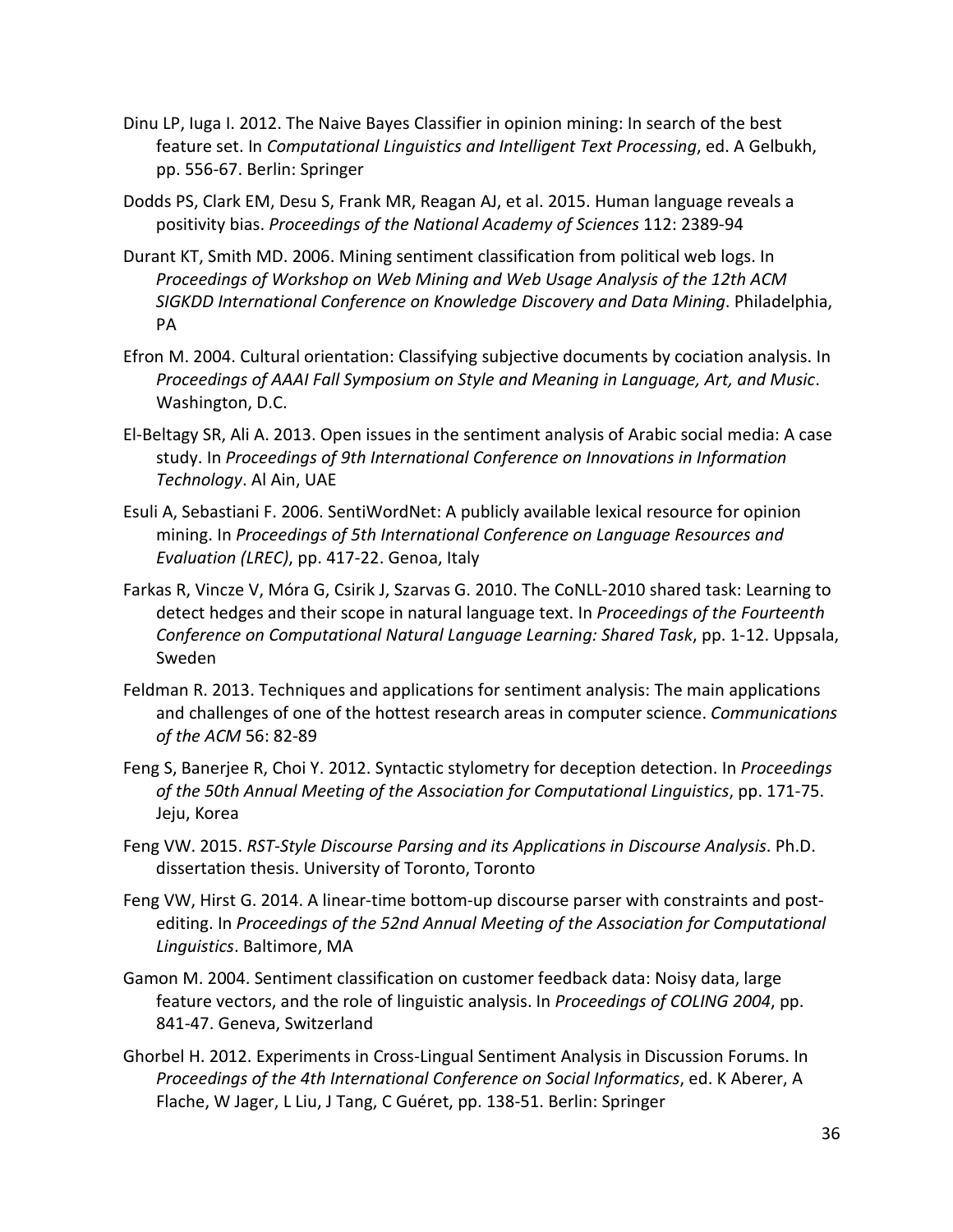Dinu LP, Iuga I. 2012. The Naive Bayes Classifier in opinion mining: In search of the best feature set. In *Computational Linguistics and Intelligent Text Processing*, ed. A Gelbukh, pp. 556-67. Berlin: Springer

Dodds PS, Clark EM, Desu S, Frank MR, Reagan AJ, et al. 2015. Human language reveals a positivity bias. *Proceedings of the National Academy of Sciences* 112: 2389-94

Durant KT, Smith MD. 2006. Mining sentiment classification from political web logs. In *Proceedings of Workshop on Web Mining and Web Usage Analysis of the 12th ACM SIGKDD International Conference on Knowledge Discovery and Data Mining*. Philadelphia, PA

Efron M. 2004. Cultural orientation: Classifying subjective documents by cociation analysis. In *Proceedings of AAAI Fall Symposium on Style and Meaning in Language, Art, and Music*. Washington, D.C.

El-Beltagy SR, Ali A. 2013. Open issues in the sentiment analysis of Arabic social media: A case study. In *Proceedings of 9th International Conference on Innovations in Information Technology*. Al Ain, UAE

Esuli A, Sebastiani F. 2006. SentiWordNet: A publicly available lexical resource for opinion mining. In *Proceedings of 5th International Conference on Language Resources and Evaluation (LREC)*, pp. 417-22. Genoa, Italy

Farkas R, Vincze V, Móra G, Csirik J, Szarvas G. 2010. The CoNLL-2010 shared task: Learning to detect hedges and their scope in natural language text. In *Proceedings of the Fourteenth Conference on Computational Natural Language Learning: Shared Task*, pp. 1-12. Uppsala, Sweden

Feldman R. 2013. Techniques and applications for sentiment analysis: The main applications and challenges of one of the hottest research areas in computer science. *Communications of the ACM* 56: 82-89

Feng S, Banerjee R, Choi Y. 2012. Syntactic stylometry for deception detection. In *Proceedings of the 50th Annual Meeting of the Association for Computational Linguistics*, pp. 171-75. Jeju, Korea

Feng VW. 2015. *RST-Style Discourse Parsing and its Applications in Discourse Analysis*. Ph.D. dissertation thesis. University of Toronto, Toronto

Feng VW, Hirst G. 2014. A linear-time bottom-up discourse parser with constraints and post-editing. In *Proceedings of the 52nd Annual Meeting of the Association for Computational Linguistics*. Baltimore, MA

Gamon M. 2004. Sentiment classification on customer feedback data: Noisy data, large feature vectors, and the role of linguistic analysis. In *Proceedings of COLING 2004*, pp. 841-47. Geneva, Switzerland

Ghorbel H. 2012. Experiments in Cross-Lingual Sentiment Analysis in Discussion Forums. In *Proceedings of the 4th International Conference on Social Informatics*, ed. K Aberer, A Flache, W Jager, L Liu, J Tang, C Guéret, pp. 138-51. Berlin: Springer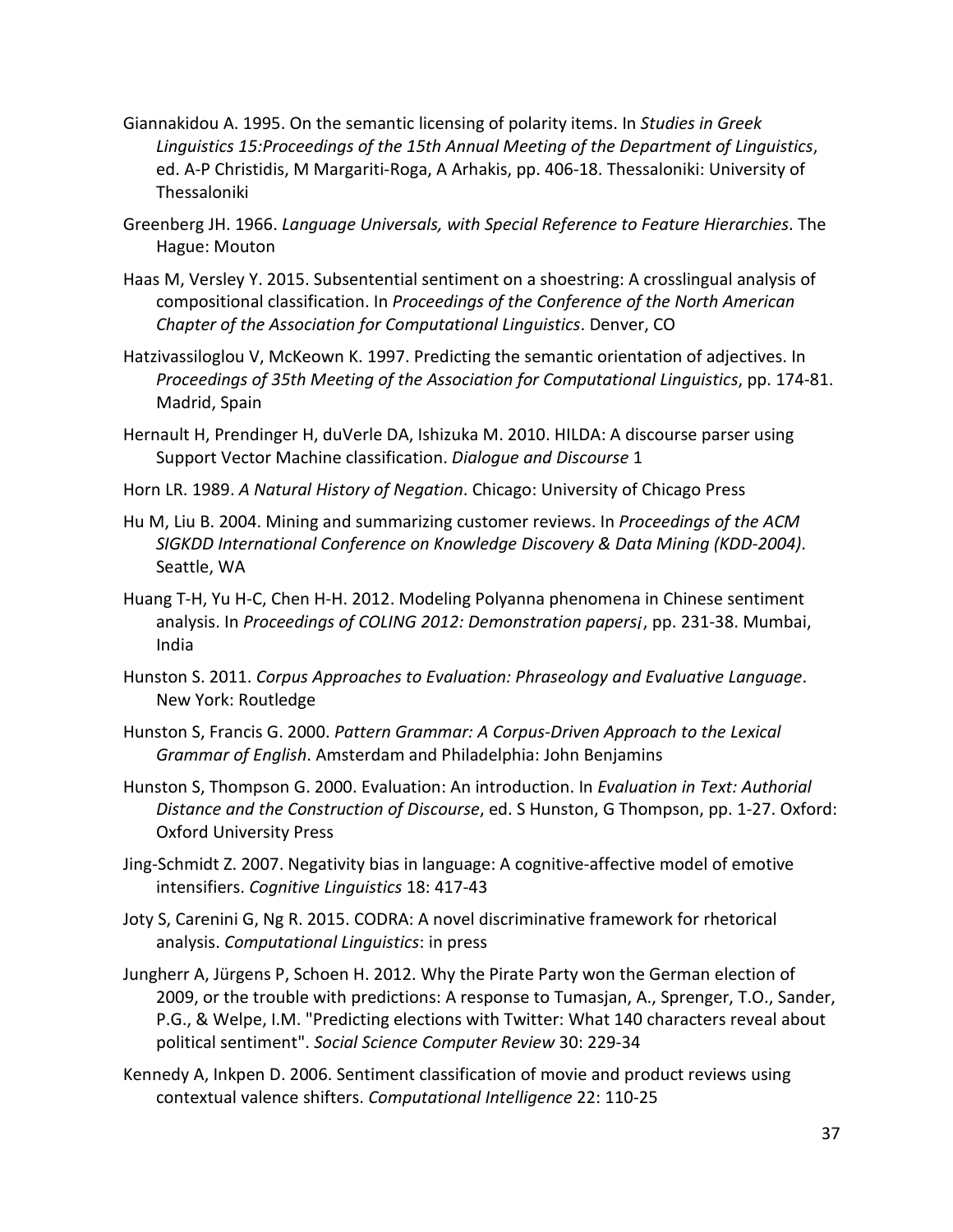Giannakidou A. 1995. On the semantic licensing of polarity items. In *Studies in Greek Linguistics 15:Proceedings of the 15th Annual Meeting of the Department of Linguistics*, ed. A-P Christidis, M Margariti-Roga, A Arhakis, pp. 406-18. Thessaloniki: University of Thessaloniki

Greenberg JH. 1966. *Language Universals, with Special Reference to Feature Hierarchies*. The Hague: Mouton

Haas M, Versley Y. 2015. Subsentential sentiment on a shoestring: A crosslingual analysis of compositional classification. In *Proceedings of the Conference of the North American Chapter of the Association for Computational Linguistics*. Denver, CO

Hatzivassiloglou V, McKeown K. 1997. Predicting the semantic orientation of adjectives. In *Proceedings of 35th Meeting of the Association for Computational Linguistics*, pp. 174-81. Madrid, Spain

Hernault H, Prendinger H, duVerle DA, Ishizuka M. 2010. HILDA: A discourse parser using Support Vector Machine classification. *Dialogue and Discourse* 1

Horn LR. 1989. *A Natural History of Negation*. Chicago: University of Chicago Press

Hu M, Liu B. 2004. Mining and summarizing customer reviews. In *Proceedings of the ACM SIGKDD International Conference on Knowledge Discovery & Data Mining (KDD-2004)*. Seattle, WA

Huang T-H, Yu H-C, Chen H-H. 2012. Modeling Polyanna phenomena in Chinese sentiment analysis. In *Proceedings of COLING 2012: Demonstration papers¡*, pp. 231-38. Mumbai, India

Hunston S. 2011. *Corpus Approaches to Evaluation: Phraseology and Evaluative Language*. New York: Routledge

Hunston S, Francis G. 2000. *Pattern Grammar: A Corpus-Driven Approach to the Lexical Grammar of English*. Amsterdam and Philadelphia: John Benjamins

Hunston S, Thompson G. 2000. Evaluation: An introduction. In *Evaluation in Text: Authorial Distance and the Construction of Discourse*, ed. S Hunston, G Thompson, pp. 1-27. Oxford: Oxford University Press

Jing-Schmidt Z. 2007. Negativity bias in language: A cognitive-affective model of emotive intensifiers. *Cognitive Linguistics* 18: 417-43

Joty S, Carenini G, Ng R. 2015. CODRA: A novel discriminative framework for rhetorical analysis. *Computational Linguistics*: in press

Jungherr A, Jürgens P, Schoen H. 2012. Why the Pirate Party won the German election of 2009, or the trouble with predictions: A response to Tumasjan, A., Sprenger, T.O., Sander, P.G., & Welpe, I.M. "Predicting elections with Twitter: What 140 characters reveal about political sentiment". *Social Science Computer Review* 30: 229-34

Kennedy A, Inkpen D. 2006. Sentiment classification of movie and product reviews using contextual valence shifters. *Computational Intelligence* 22: 110-25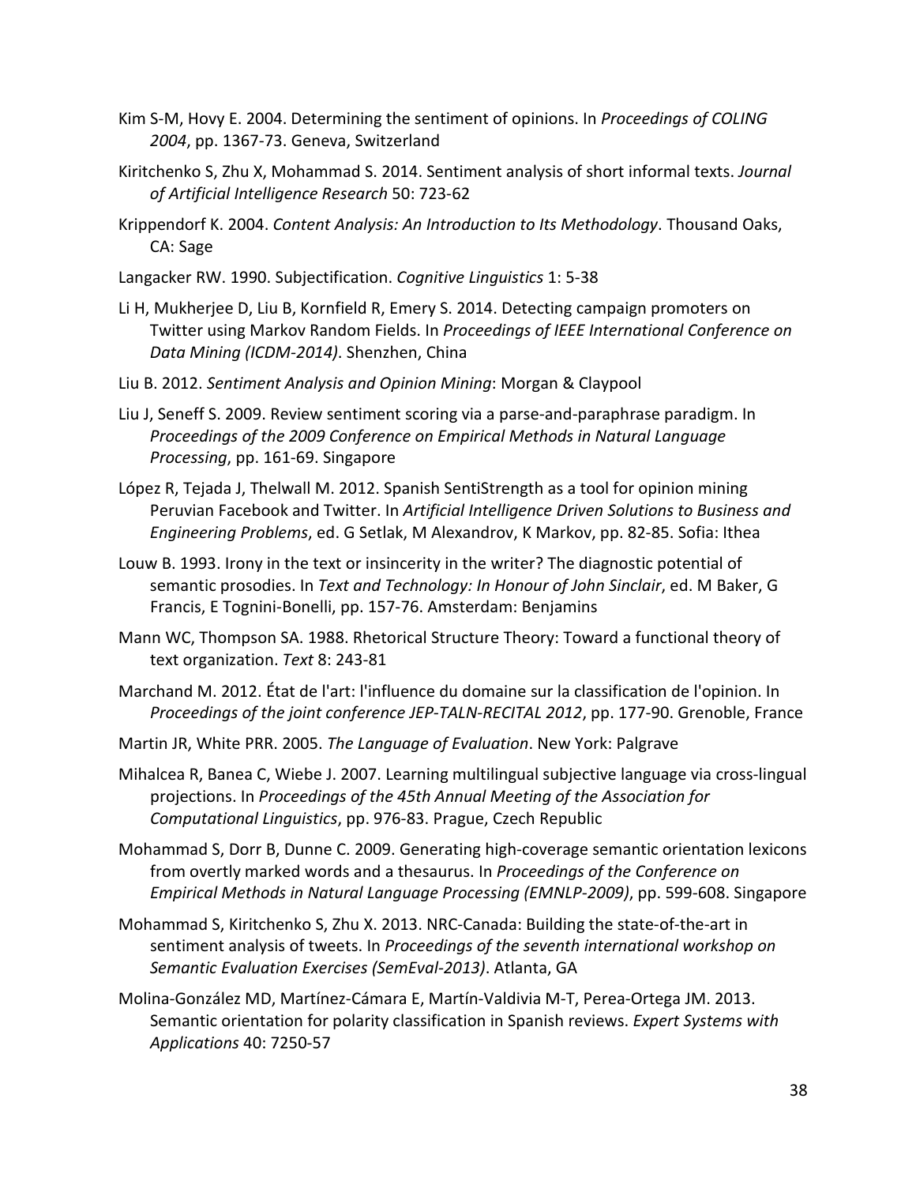Kim S-M, Hovy E. 2004. Determining the sentiment of opinions. In *Proceedings of COLING 2004*, pp. 1367-73. Geneva, Switzerland

Kiritchenko S, Zhu X, Mohammad S. 2014. Sentiment analysis of short informal texts. *Journal of Artificial Intelligence Research* 50: 723-62

Krippendorf K. 2004. *Content Analysis: An Introduction to Its Methodology*. Thousand Oaks, CA: Sage

Langacker RW. 1990. Subjectification. *Cognitive Linguistics* 1: 5-38

Li H, Mukherjee D, Liu B, Kornfield R, Emery S. 2014. Detecting campaign promoters on Twitter using Markov Random Fields. In *Proceedings of IEEE International Conference on Data Mining (ICDM-2014)*. Shenzhen, China

Liu B. 2012. *Sentiment Analysis and Opinion Mining*: Morgan & Claypool

Liu J, Seneff S. 2009. Review sentiment scoring via a parse-and-paraphrase paradigm. In *Proceedings of the 2009 Conference on Empirical Methods in Natural Language Processing*, pp. 161-69. Singapore

López R, Tejada J, Thelwall M. 2012. Spanish SentiStrength as a tool for opinion mining Peruvian Facebook and Twitter. In *Artificial Intelligence Driven Solutions to Business and Engineering Problems*, ed. G Setlak, M Alexandrov, K Markov, pp. 82-85. Sofia: Ithea

Louw B. 1993. Irony in the text or insincerity in the writer? The diagnostic potential of semantic prosodies. In *Text and Technology: In Honour of John Sinclair*, ed. M Baker, G Francis, E Tognini-Bonelli, pp. 157-76. Amsterdam: Benjamins

Mann WC, Thompson SA. 1988. Rhetorical Structure Theory: Toward a functional theory of text organization. *Text* 8: 243-81

Marchand M. 2012. État de l'art: l'influence du domaine sur la classification de l'opinion. In *Proceedings of the joint conference JEP-TALN-RECITAL 2012*, pp. 177-90. Grenoble, France

Martin JR, White PRR. 2005. *The Language of Evaluation*. New York: Palgrave

Mihalcea R, Banea C, Wiebe J. 2007. Learning multilingual subjective language via cross-lingual projections. In *Proceedings of the 45th Annual Meeting of the Association for Computational Linguistics*, pp. 976-83. Prague, Czech Republic

Mohammad S, Dorr B, Dunne C. 2009. Generating high-coverage semantic orientation lexicons from overtly marked words and a thesaurus. In *Proceedings of the Conference on Empirical Methods in Natural Language Processing (EMNLP-2009)*, pp. 599-608. Singapore

Mohammad S, Kiritchenko S, Zhu X. 2013. NRC-Canada: Building the state-of-the-art in sentiment analysis of tweets. In *Proceedings of the seventh international workshop on Semantic Evaluation Exercises (SemEval-2013)*. Atlanta, GA

Molina-González MD, Martínez-Cámara E, Martín-Valdivia M-T, Perea-Ortega JM. 2013. Semantic orientation for polarity classification in Spanish reviews. *Expert Systems with Applications* 40: 7250-57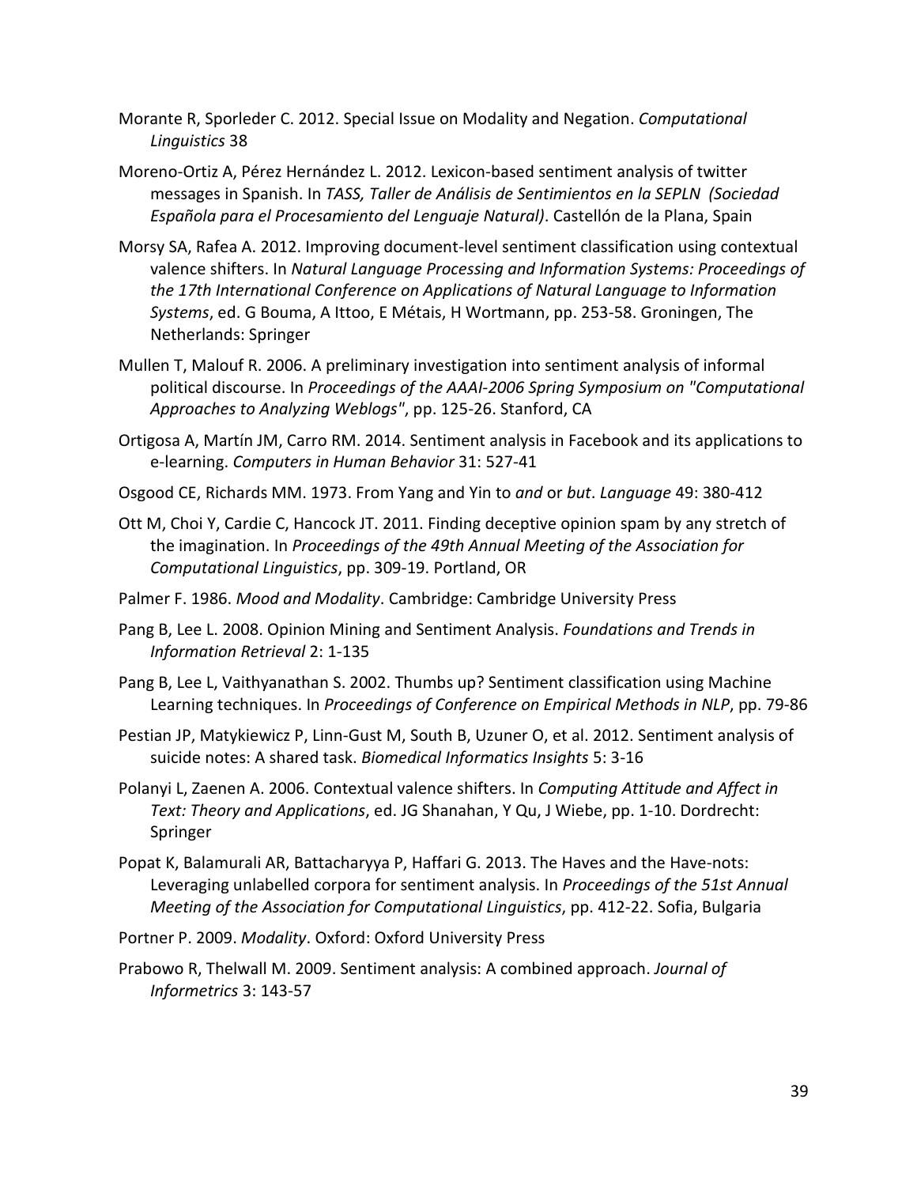Morante R, Sporleder C. 2012. Special Issue on Modality and Negation. *Computational Linguistics* 38

Moreno-Ortiz A, Pérez Hernández L. 2012. Lexicon-based sentiment analysis of twitter messages in Spanish. In *TASS, Taller de Análisis de Sentimientos en la SEPLN (Sociedad Española para el Procesamiento del Lenguaje Natural)*. Castellón de la Plana, Spain

Morsy SA, Rafea A. 2012. Improving document-level sentiment classification using contextual valence shifters. In *Natural Language Processing and Information Systems: Proceedings of the 17th International Conference on Applications of Natural Language to Information Systems*, ed. G Bouma, A Ittoo, E Métais, H Wortmann, pp. 253-58. Groningen, The Netherlands: Springer

Mullen T, Malouf R. 2006. A preliminary investigation into sentiment analysis of informal political discourse. In *Proceedings of the AAAI-2006 Spring Symposium on "Computational Approaches to Analyzing Weblogs"*, pp. 125-26. Stanford, CA

Ortigosa A, Martín JM, Carro RM. 2014. Sentiment analysis in Facebook and its applications to e-learning. *Computers in Human Behavior* 31: 527-41

Osgood CE, Richards MM. 1973. From Yang and Yin to *and* or *but*. *Language* 49: 380-412

Ott M, Choi Y, Cardie C, Hancock JT. 2011. Finding deceptive opinion spam by any stretch of the imagination. In *Proceedings of the 49th Annual Meeting of the Association for Computational Linguistics*, pp. 309-19. Portland, OR

Palmer F. 1986. *Mood and Modality*. Cambridge: Cambridge University Press

Pang B, Lee L. 2008. Opinion Mining and Sentiment Analysis. *Foundations and Trends in Information Retrieval* 2: 1-135

Pang B, Lee L, Vaithyanathan S. 2002. Thumbs up? Sentiment classification using Machine Learning techniques. In *Proceedings of Conference on Empirical Methods in NLP*, pp. 79-86

Pestian JP, Matykiewicz P, Linn-Gust M, South B, Uzuner O, et al. 2012. Sentiment analysis of suicide notes: A shared task. *Biomedical Informatics Insights* 5: 3-16

Polanyi L, Zaenen A. 2006. Contextual valence shifters. In *Computing Attitude and Affect in Text: Theory and Applications*, ed. JG Shanahan, Y Qu, J Wiebe, pp. 1-10. Dordrecht: Springer

Popat K, Balamurali AR, Battacharyya P, Haffari G. 2013. The Haves and the Have-nots: Leveraging unlabelled corpora for sentiment analysis. In *Proceedings of the 51st Annual Meeting of the Association for Computational Linguistics*, pp. 412-22. Sofia, Bulgaria

Portner P. 2009. *Modality*. Oxford: Oxford University Press

Prabowo R, Thelwall M. 2009. Sentiment analysis: A combined approach. *Journal of Informetrics* 3: 143-57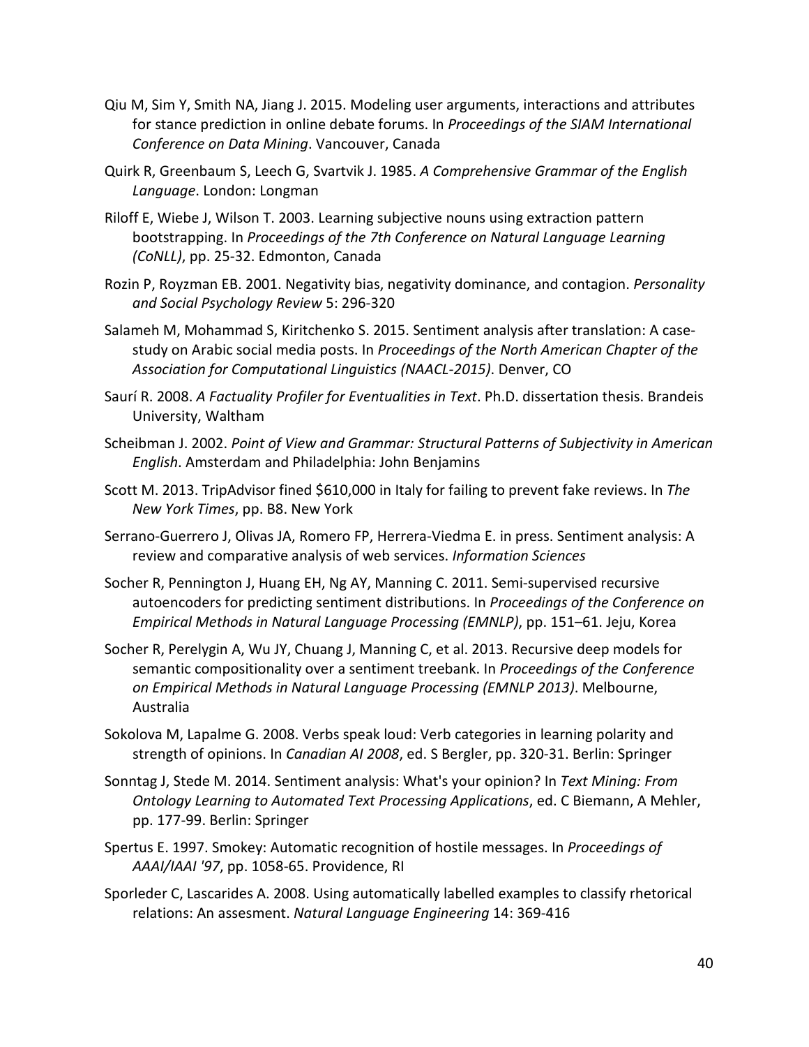Qiu M, Sim Y, Smith NA, Jiang J. 2015. Modeling user arguments, interactions and attributes for stance prediction in online debate forums. In *Proceedings of the SIAM International Conference on Data Mining*. Vancouver, Canada

Quirk R, Greenbaum S, Leech G, Svartvik J. 1985. *A Comprehensive Grammar of the English Language*. London: Longman

Riloff E, Wiebe J, Wilson T. 2003. Learning subjective nouns using extraction pattern bootstrapping. In *Proceedings of the 7th Conference on Natural Language Learning (CoNLL)*, pp. 25-32. Edmonton, Canada

Rozin P, Royzman EB. 2001. Negativity bias, negativity dominance, and contagion. *Personality and Social Psychology Review* 5: 296-320

Salameh M, Mohammad S, Kiritchenko S. 2015. Sentiment analysis after translation: A case-study on Arabic social media posts. In *Proceedings of the North American Chapter of the Association for Computational Linguistics (NAACL-2015)*. Denver, CO

Saurí R. 2008. *A Factuality Profiler for Eventualities in Text*. Ph.D. dissertation thesis. Brandeis University, Waltham

Scheibman J. 2002. *Point of View and Grammar: Structural Patterns of Subjectivity in American English*. Amsterdam and Philadelphia: John Benjamins

Scott M. 2013. TripAdvisor fined $610,000 in Italy for failing to prevent fake reviews. In *The New York Times*, pp. B8. New York

Serrano-Guerrero J, Olivas JA, Romero FP, Herrera-Viedma E. in press. Sentiment analysis: A review and comparative analysis of web services. *Information Sciences*

Socher R, Pennington J, Huang EH, Ng AY, Manning C. 2011. Semi-supervised recursive autoencoders for predicting sentiment distributions. In *Proceedings of the Conference on Empirical Methods in Natural Language Processing (EMNLP)*, pp. 151–61. Jeju, Korea

Socher R, Perelygin A, Wu JY, Chuang J, Manning C, et al. 2013. Recursive deep models for semantic compositionality over a sentiment treebank. In *Proceedings of the Conference on Empirical Methods in Natural Language Processing (EMNLP 2013)*. Melbourne, Australia

Sokolova M, Lapalme G. 2008. Verbs speak loud: Verb categories in learning polarity and strength of opinions. In *Canadian AI 2008*, ed. S Bergler, pp. 320-31. Berlin: Springer

Sonntag J, Stede M. 2014. Sentiment analysis: What's your opinion? In *Text Mining: From Ontology Learning to Automated Text Processing Applications*, ed. C Biemann, A Mehler, pp. 177-99. Berlin: Springer

Spertus E. 1997. Smokey: Automatic recognition of hostile messages. In *Proceedings of AAAI/IAAI '97*, pp. 1058-65. Providence, RI

Sporleder C, Lascarides A. 2008. Using automatically labelled examples to classify rhetorical relations: An assesment. *Natural Language Engineering* 14: 369-416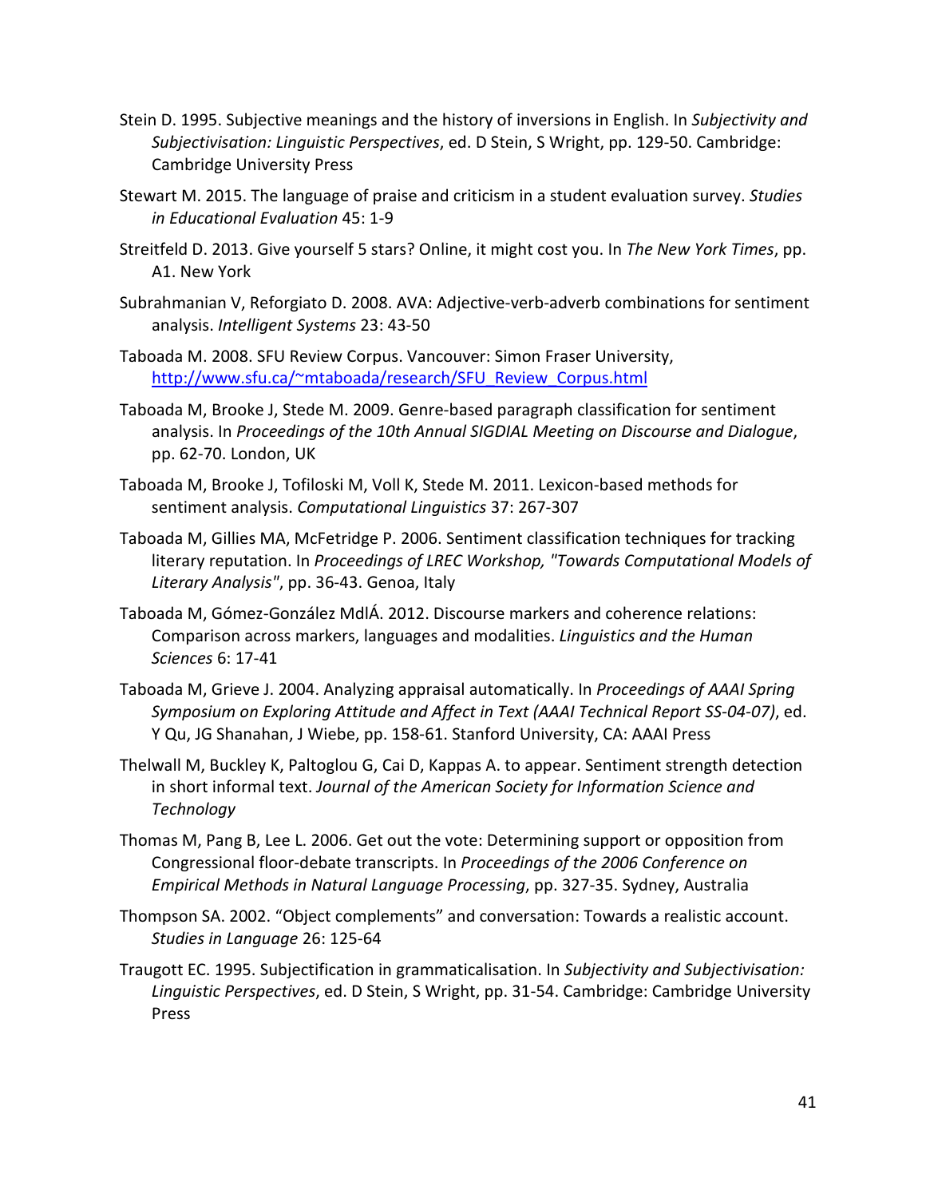Stein D. 1995. Subjective meanings and the history of inversions in English. In *Subjectivity and Subjectivisation: Linguistic Perspectives*, ed. D Stein, S Wright, pp. 129-50. Cambridge: Cambridge University Press

Stewart M. 2015. The language of praise and criticism in a student evaluation survey. *Studies in Educational Evaluation* 45: 1-9

Streitfeld D. 2013. Give yourself 5 stars? Online, it might cost you. In *The New York Times*, pp. A1. New York

Subrahmanian V, Reforgiato D. 2008. AVA: Adjective-verb-adverb combinations for sentiment analysis. *Intelligent Systems* 23: 43-50

Taboada M. 2008. SFU Review Corpus. Vancouver: Simon Fraser University, http://www.sfu.ca/~mtaboada/research/SFU_Review_Corpus.html

Taboada M, Brooke J, Stede M. 2009. Genre-based paragraph classification for sentiment analysis. In *Proceedings of the 10th Annual SIGDIAL Meeting on Discourse and Dialogue*, pp. 62-70. London, UK

Taboada M, Brooke J, Tofiloski M, Voll K, Stede M. 2011. Lexicon-based methods for sentiment analysis. *Computational Linguistics* 37: 267-307

Taboada M, Gillies MA, McFetridge P. 2006. Sentiment classification techniques for tracking literary reputation. In *Proceedings of LREC Workshop, "Towards Computational Models of Literary Analysis"*, pp. 36-43. Genoa, Italy

Taboada M, Gómez-González MdlÁ. 2012. Discourse markers and coherence relations: Comparison across markers, languages and modalities. *Linguistics and the Human Sciences* 6: 17-41

Taboada M, Grieve J. 2004. Analyzing appraisal automatically. In *Proceedings of AAAI Spring Symposium on Exploring Attitude and Affect in Text (AAAI Technical Report SS-04-07)*, ed. Y Qu, JG Shanahan, J Wiebe, pp. 158-61. Stanford University, CA: AAAI Press

Thelwall M, Buckley K, Paltoglou G, Cai D, Kappas A. to appear. Sentiment strength detection in short informal text. *Journal of the American Society for Information Science and Technology*

Thomas M, Pang B, Lee L. 2006. Get out the vote: Determining support or opposition from Congressional floor-debate transcripts. In *Proceedings of the 2006 Conference on Empirical Methods in Natural Language Processing*, pp. 327-35. Sydney, Australia

Thompson SA. 2002. "Object complements" and conversation: Towards a realistic account. *Studies in Language* 26: 125-64

Traugott EC. 1995. Subjectification in grammaticalisation. In *Subjectivity and Subjectivisation: Linguistic Perspectives*, ed. D Stein, S Wright, pp. 31-54. Cambridge: Cambridge University Press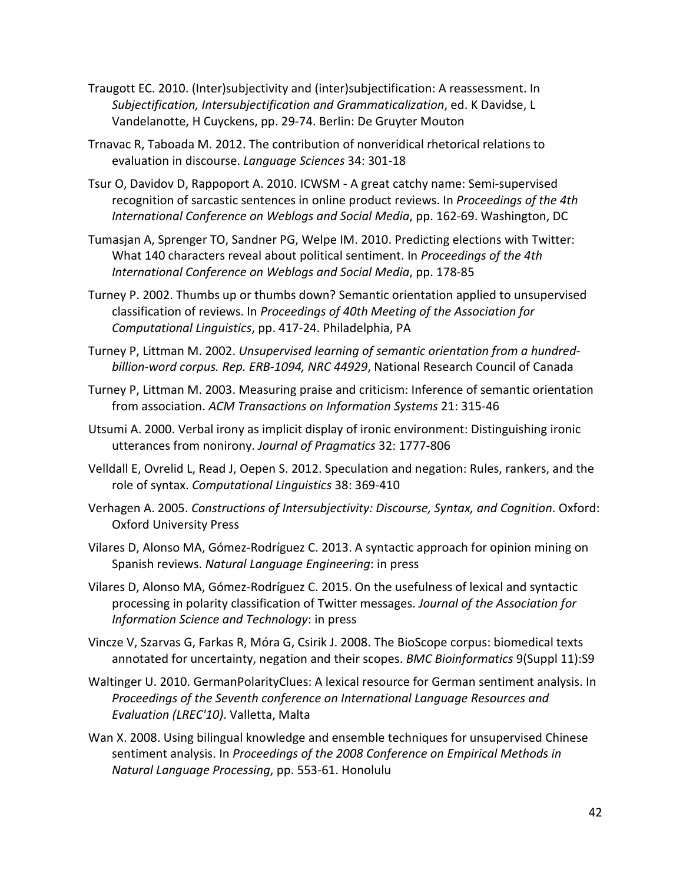Traugott EC. 2010. (Inter)subjectivity and (inter)subjectification: A reassessment. In *Subjectification, Intersubjectification and Grammaticalization*, ed. K Davidse, L Vandelanotte, H Cuyckens, pp. 29-74. Berlin: De Gruyter Mouton

Trnavac R, Taboada M. 2012. The contribution of nonveridical rhetorical relations to evaluation in discourse. *Language Sciences* 34: 301-18

Tsur O, Davidov D, Rappoport A. 2010. ICWSM - A great catchy name: Semi-supervised recognition of sarcastic sentences in online product reviews. In *Proceedings of the 4th International Conference on Weblogs and Social Media*, pp. 162-69. Washington, DC

Tumasjan A, Sprenger TO, Sandner PG, Welpe IM. 2010. Predicting elections with Twitter: What 140 characters reveal about political sentiment. In *Proceedings of the 4th International Conference on Weblogs and Social Media*, pp. 178-85

Turney P. 2002. Thumbs up or thumbs down? Semantic orientation applied to unsupervised classification of reviews. In *Proceedings of 40th Meeting of the Association for Computational Linguistics*, pp. 417-24. Philadelphia, PA

Turney P, Littman M. 2002. *Unsupervised learning of semantic orientation from a hundred-billion-word corpus. Rep. ERB-1094, NRC 44929*, National Research Council of Canada

Turney P, Littman M. 2003. Measuring praise and criticism: Inference of semantic orientation from association. *ACM Transactions on Information Systems* 21: 315-46

Utsumi A. 2000. Verbal irony as implicit display of ironic environment: Distinguishing ironic utterances from nonirony. *Journal of Pragmatics* 32: 1777-806

Velldall E, Ovrelid L, Read J, Oepen S. 2012. Speculation and negation: Rules, rankers, and the role of syntax. *Computational Linguistics* 38: 369-410

Verhagen A. 2005. *Constructions of Intersubjectivity: Discourse, Syntax, and Cognition*. Oxford: Oxford University Press

Vilares D, Alonso MA, Gómez-Rodríguez C. 2013. A syntactic approach for opinion mining on Spanish reviews. *Natural Language Engineering*: in press

Vilares D, Alonso MA, Gómez-Rodríguez C. 2015. On the usefulness of lexical and syntactic processing in polarity classification of Twitter messages. *Journal of the Association for Information Science and Technology*: in press

Vincze V, Szarvas G, Farkas R, Móra G, Csirik J. 2008. The BioScope corpus: biomedical texts annotated for uncertainty, negation and their scopes. *BMC Bioinformatics* 9(Suppl 11):S9

Waltinger U. 2010. GermanPolarityClues: A lexical resource for German sentiment analysis. In *Proceedings of the Seventh conference on International Language Resources and Evaluation (LREC'10)*. Valletta, Malta

Wan X. 2008. Using bilingual knowledge and ensemble techniques for unsupervised Chinese sentiment analysis. In *Proceedings of the 2008 Conference on Empirical Methods in Natural Language Processing*, pp. 553-61. Honolulu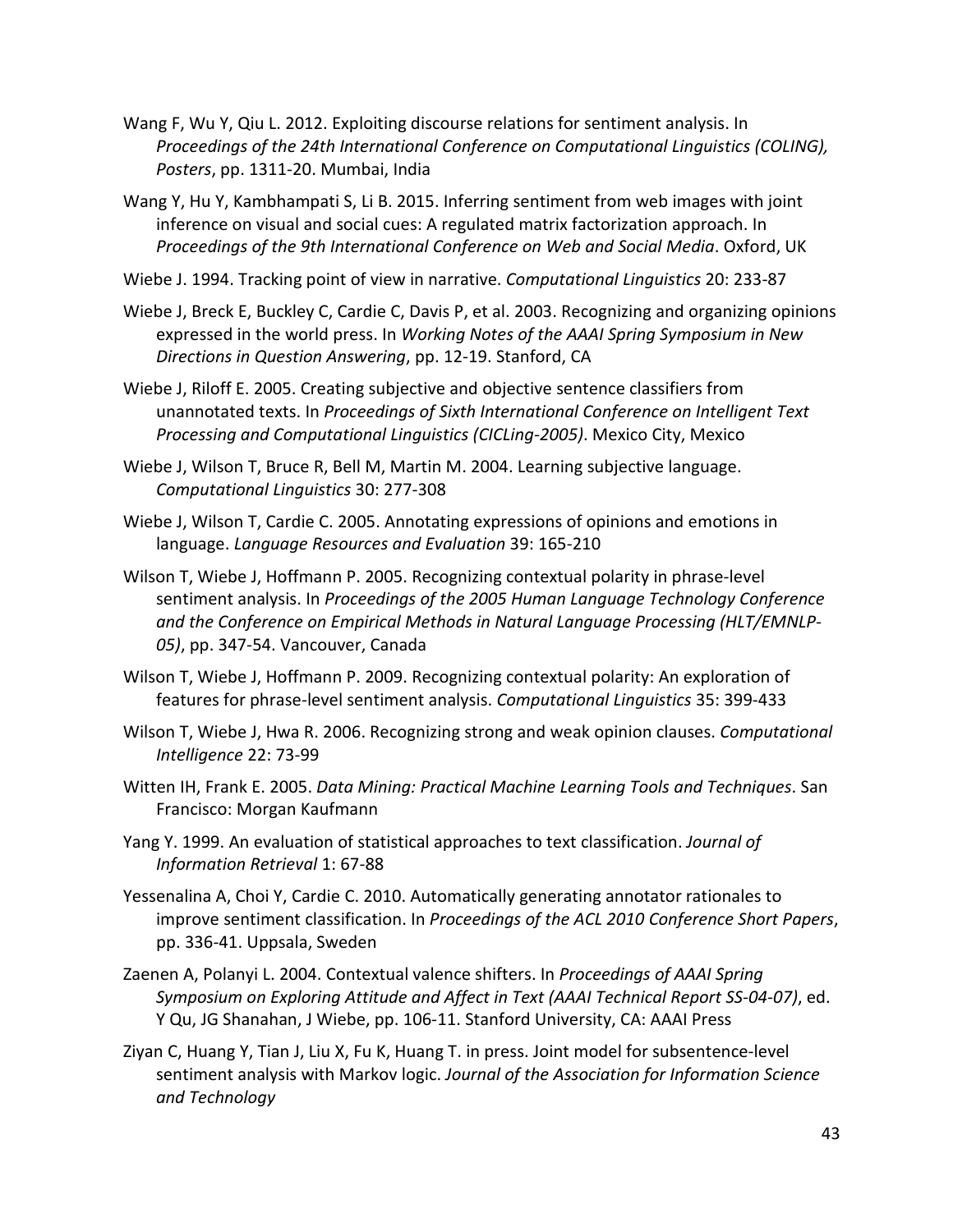Wang F, Wu Y, Qiu L. 2012. Exploiting discourse relations for sentiment analysis. In *Proceedings of the 24th International Conference on Computational Linguistics (COLING), Posters*, pp. 1311-20. Mumbai, India

Wang Y, Hu Y, Kambhampati S, Li B. 2015. Inferring sentiment from web images with joint inference on visual and social cues: A regulated matrix factorization approach. In *Proceedings of the 9th International Conference on Web and Social Media*. Oxford, UK

Wiebe J. 1994. Tracking point of view in narrative. *Computational Linguistics* 20: 233-87

Wiebe J, Breck E, Buckley C, Cardie C, Davis P, et al. 2003. Recognizing and organizing opinions expressed in the world press. In *Working Notes of the AAAI Spring Symposium in New Directions in Question Answering*, pp. 12-19. Stanford, CA

Wiebe J, Riloff E. 2005. Creating subjective and objective sentence classifiers from unannotated texts. In *Proceedings of Sixth International Conference on Intelligent Text Processing and Computational Linguistics (CICLing-2005)*. Mexico City, Mexico

Wiebe J, Wilson T, Bruce R, Bell M, Martin M. 2004. Learning subjective language. *Computational Linguistics* 30: 277-308

Wiebe J, Wilson T, Cardie C. 2005. Annotating expressions of opinions and emotions in language. *Language Resources and Evaluation* 39: 165-210

Wilson T, Wiebe J, Hoffmann P. 2005. Recognizing contextual polarity in phrase-level sentiment analysis. In *Proceedings of the 2005 Human Language Technology Conference and the Conference on Empirical Methods in Natural Language Processing (HLT/EMNLP-05)*, pp. 347-54. Vancouver, Canada

Wilson T, Wiebe J, Hoffmann P. 2009. Recognizing contextual polarity: An exploration of features for phrase-level sentiment analysis. *Computational Linguistics* 35: 399-433

Wilson T, Wiebe J, Hwa R. 2006. Recognizing strong and weak opinion clauses. *Computational Intelligence* 22: 73-99

Witten IH, Frank E. 2005. *Data Mining: Practical Machine Learning Tools and Techniques*. San Francisco: Morgan Kaufmann

Yang Y. 1999. An evaluation of statistical approaches to text classification. *Journal of Information Retrieval* 1: 67-88

Yessenalina A, Choi Y, Cardie C. 2010. Automatically generating annotator rationales to improve sentiment classification. In *Proceedings of the ACL 2010 Conference Short Papers*, pp. 336-41. Uppsala, Sweden

Zaenen A, Polanyi L. 2004. Contextual valence shifters. In *Proceedings of AAAI Spring Symposium on Exploring Attitude and Affect in Text (AAAI Technical Report SS-04-07)*, ed. Y Qu, JG Shanahan, J Wiebe, pp. 106-11. Stanford University, CA: AAAI Press

Ziyan C, Huang Y, Tian J, Liu X, Fu K, Huang T. in press. Joint model for subsentence-level sentiment analysis with Markov logic. *Journal of the Association for Information Science and Technology*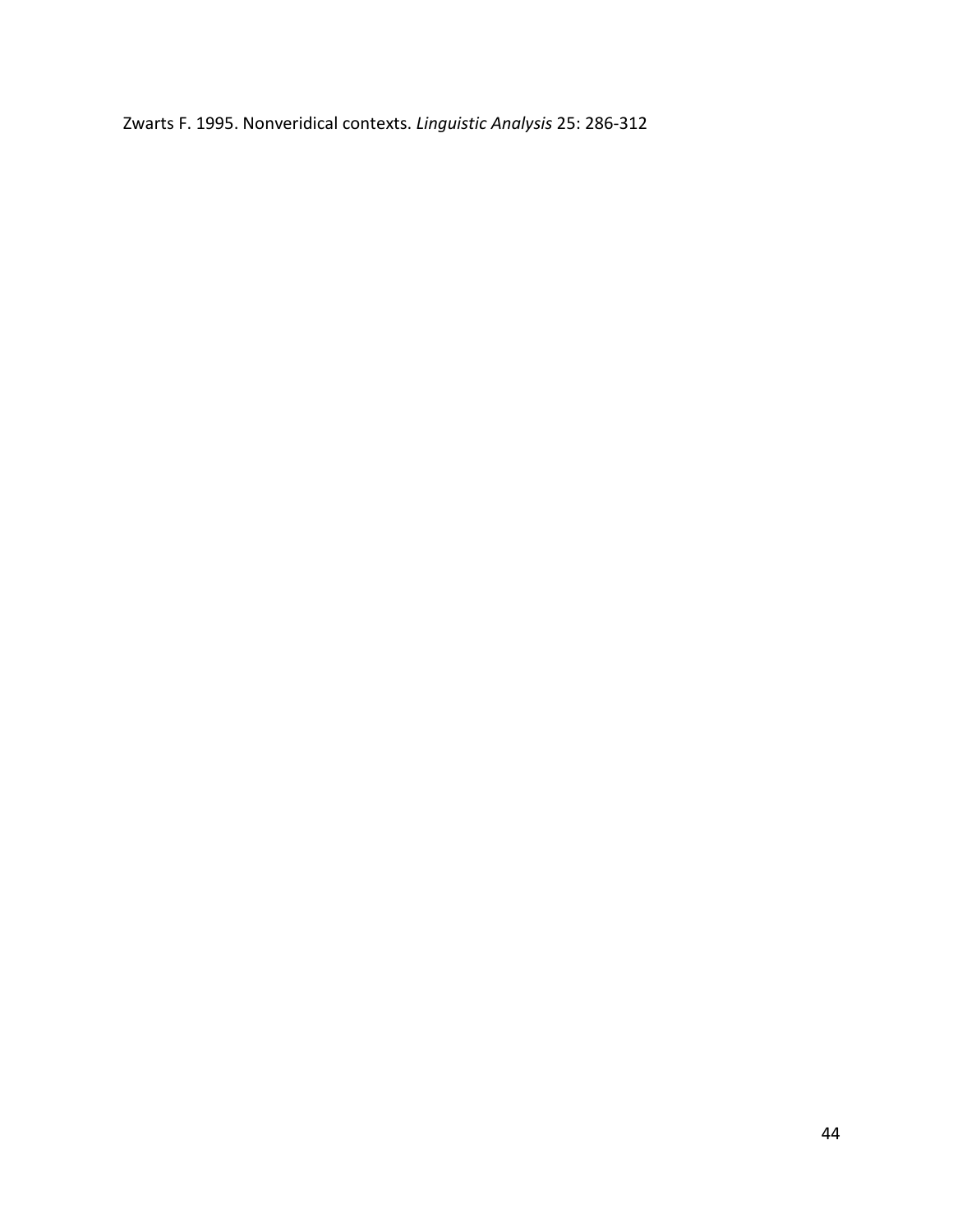Zwarts F. 1995. Nonveridical contexts. *Linguistic Analysis* 25: 286-312